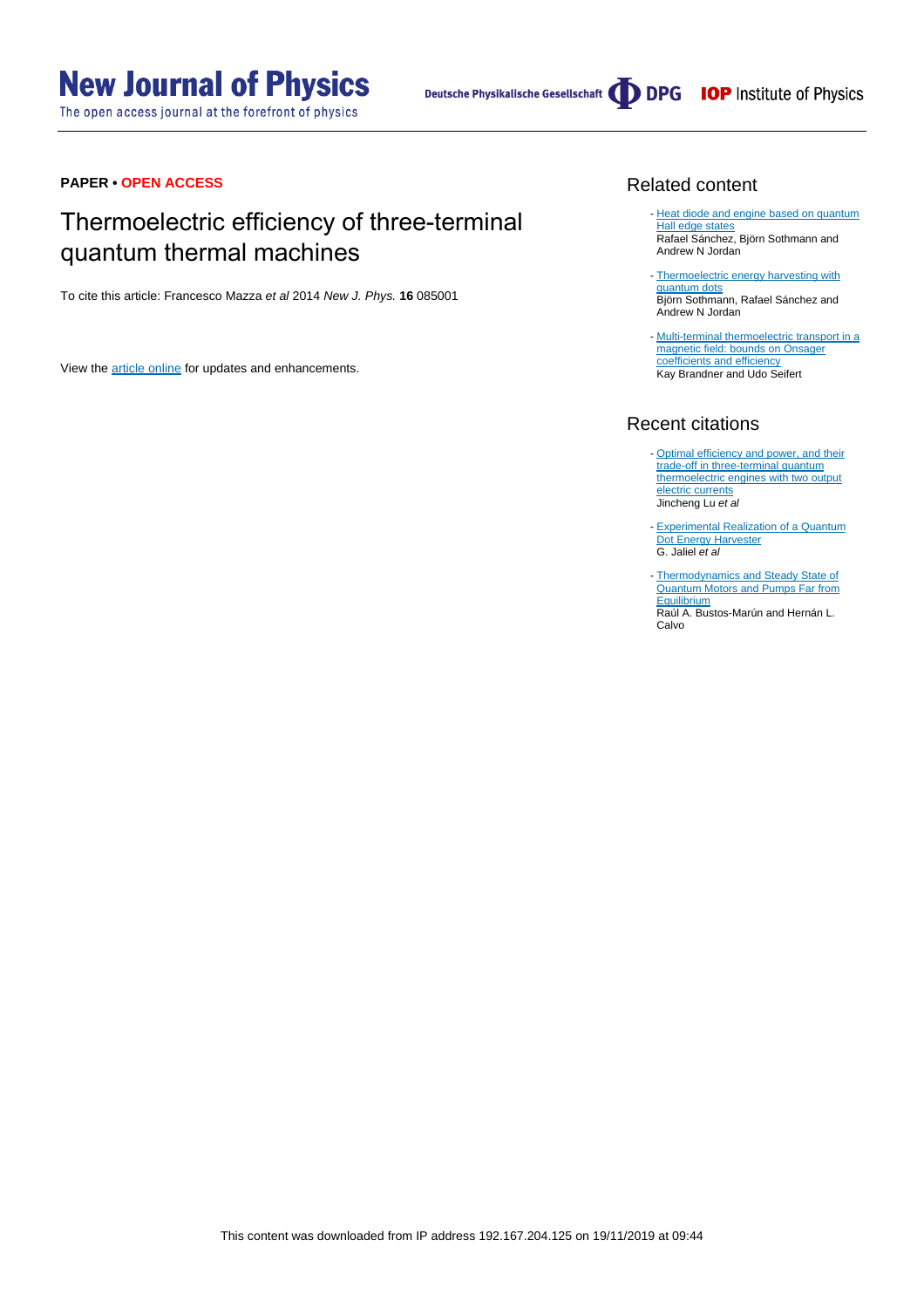**PAPER • OPEN ACCESS**

# Thermoelectric efficiency of three-terminal quantum thermal machines

To cite this article: Francesco Mazza *et al* 2014 *New J. Phys.* **16** 085001

View the article online for updates and enhancements.

## Related content

- Heat diode and engine based on quantum Hall edge states
  Rafael Sánchez, Björn Sothmann and Andrew N Jordan

- Thermoelectric energy harvesting with quantum dots
  Björn Sothmann, Rafael Sánchez and Andrew N Jordan

- Multi-terminal thermoelectric transport in a magnetic field: bounds on Onsager coefficients and efficiency
  Kay Brandner and Udo Seifert

## Recent citations

- Optimal efficiency and power, and their trade-off in three-terminal quantum thermoelectric engines with two output electric currents
  Jincheng Lu *et al*

- Experimental Realization of a Quantum Dot Energy Harvester
  G. Jaliel *et al*

- Thermodynamics and Steady State of Quantum Motors and Pumps Far from Equilibrium
  Raúl A. Bustos-Marún and Hernán L. Calvo

This content was downloaded from IP address 192.167.204.125 on 19/11/2019 at 09:44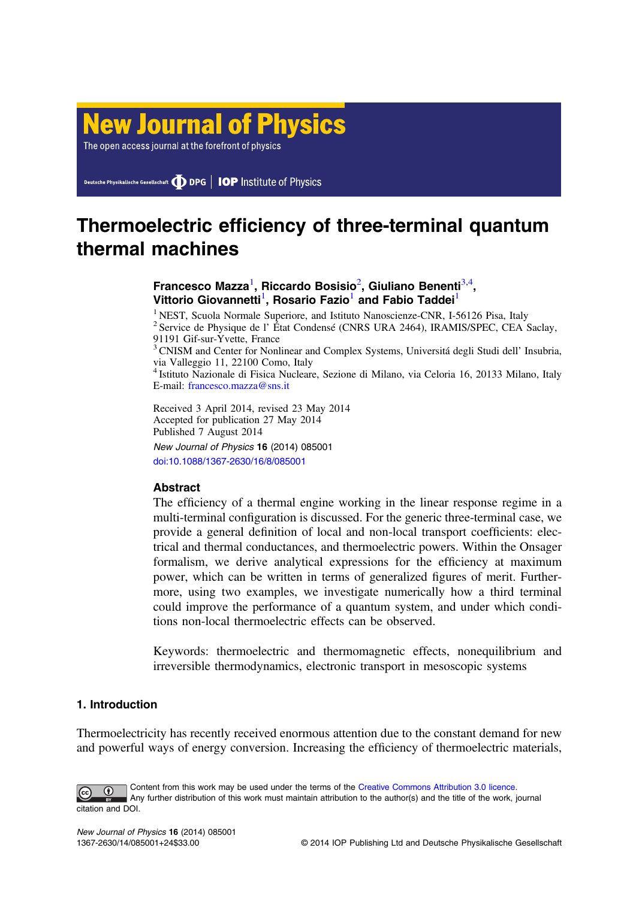# Thermoelectric efficiency of three-terminal quantum thermal machines

**Francesco Mazza**[1], **Riccardo Bosisio**[2], **Giuliano Benenti**[3,4], **Vittorio Giovannetti**[1], **Rosario Fazio**[1] **and Fabio Taddei**[1]

[1] NEST, Scuola Normale Superiore, and Istituto Nanoscienze-CNR, I-56126 Pisa, Italy
[2] Service de Physique de l' État Condensé (CNRS URA 2464), IRAMIS/SPEC, CEA Saclay, 91191 Gif-sur-Yvette, France
[3] CNISM and Center for Nonlinear and Complex Systems, Universitá degli Studi dell' Insubria, via Valleggio 11, 22100 Como, Italy
[4] Istituto Nazionale di Fisica Nucleare, Sezione di Milano, via Celoria 16, 20133 Milano, Italy
E-mail: francesco.mazza@sns.it

Received 3 April 2014, revised 23 May 2014
Accepted for publication 27 May 2014
Published 7 August 2014

*New Journal of Physics* **16** (2014) 085001
doi:10.1088/1367-2630/16/8/085001

### Abstract

The efficiency of a thermal engine working in the linear response regime in a multi-terminal configuration is discussed. For the generic three-terminal case, we provide a general definition of local and non-local transport coefficients: electrical and thermal conductances, and thermoelectric powers. Within the Onsager formalism, we derive analytical expressions for the efficiency at maximum power, which can be written in terms of generalized figures of merit. Furthermore, using two examples, we investigate numerically how a third terminal could improve the performance of a quantum system, and under which conditions non-local thermoelectric effects can be observed.

Keywords: thermoelectric and thermomagnetic effects, nonequilibrium and irreversible thermodynamics, electronic transport in mesoscopic systems

## 1. Introduction

Thermoelectricity has recently received enormous attention due to the constant demand for new and powerful ways of energy conversion. Increasing the efficiency of thermoelectric materials,

Content from this work may be used under the terms of the Creative Commons Attribution 3.0 licence. Any further distribution of this work must maintain attribution to the author(s) and the title of the work, journal citation and DOI.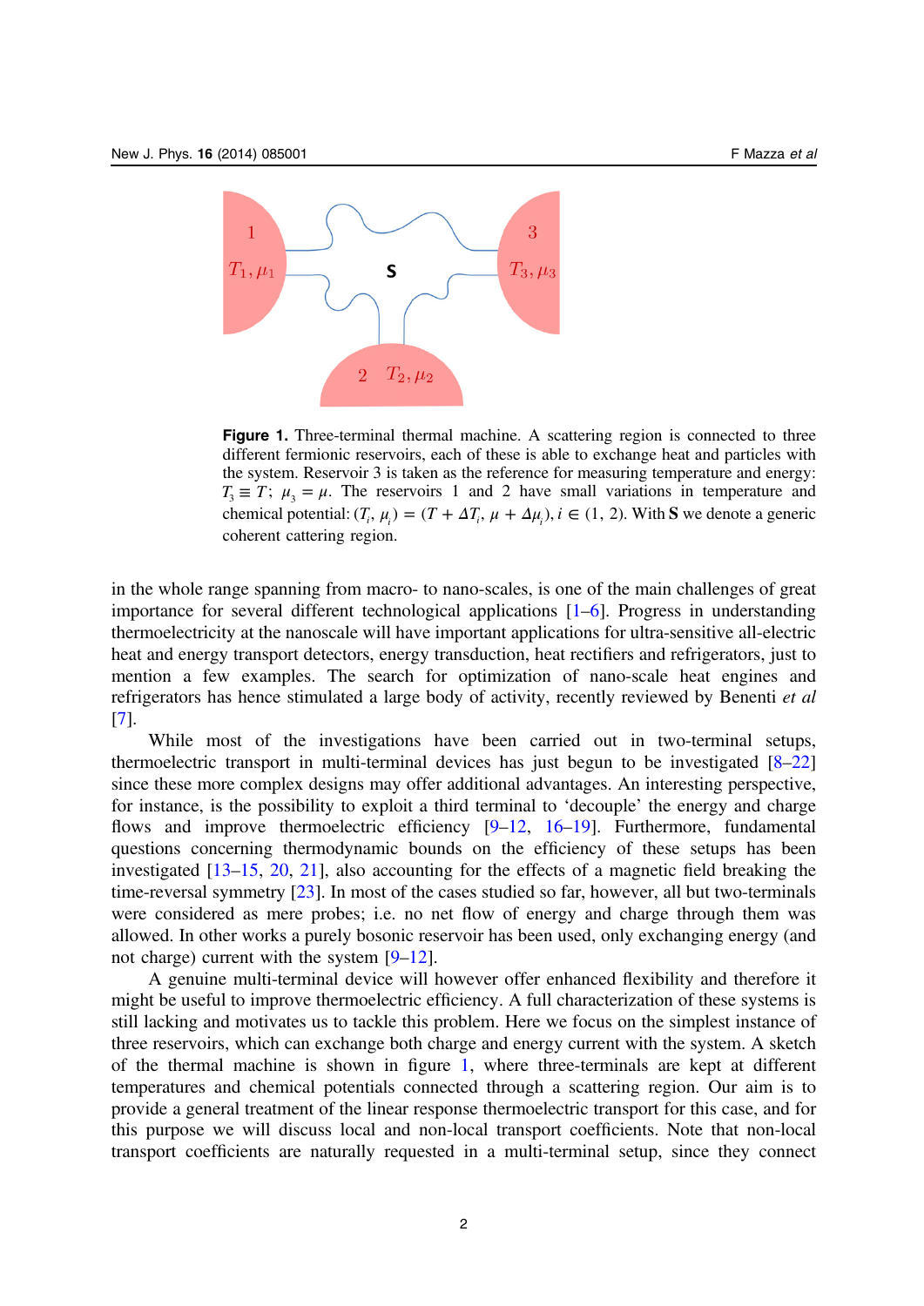**Figure 1.** Three-terminal thermal machine. A scattering region is connected to three different fermionic reservoirs, each of these is able to exchange heat and particles with the system. Reservoir 3 is taken as the reference for measuring temperature and energy: $T_3 \equiv T$; $\mu_3 = \mu$. The reservoirs 1 and 2 have small variations in temperature and chemical potential: $(T_i, \mu_i) = (T + \Delta T_i, \mu + \Delta\mu_i), i \in (1, 2)$. With **S** we denote a generic coherent cattering region.

in the whole range spanning from macro- to nano-scales, is one of the main challenges of great importance for several different technological applications [1–6]. Progress in understanding thermoelectricity at the nanoscale will have important applications for ultra-sensitive all-electric heat and energy transport detectors, energy transduction, heat rectifiers and refrigerators, just to mention a few examples. The search for optimization of nano-scale heat engines and refrigerators has hence stimulated a large body of activity, recently reviewed by Benenti *et al* [7].

While most of the investigations have been carried out in two-terminal setups, thermoelectric transport in multi-terminal devices has just begun to be investigated [8–22] since these more complex designs may offer additional advantages. An interesting perspective, for instance, is the possibility to exploit a third terminal to 'decouple' the energy and charge flows and improve thermoelectric efficiency [9–12, 16–19]. Furthermore, fundamental questions concerning thermodynamic bounds on the efficiency of these setups has been investigated [13–15, 20, 21], also accounting for the effects of a magnetic field breaking the time-reversal symmetry [23]. In most of the cases studied so far, however, all but two-terminals were considered as mere probes; i.e. no net flow of energy and charge through them was allowed. In other works a purely bosonic reservoir has been used, only exchanging energy (and not charge) current with the system [9–12].

A genuine multi-terminal device will however offer enhanced flexibility and therefore it might be useful to improve thermoelectric efficiency. A full characterization of these systems is still lacking and motivates us to tackle this problem. Here we focus on the simplest instance of three reservoirs, which can exchange both charge and energy current with the system. A sketch of the thermal machine is shown in figure 1, where three-terminals are kept at different temperatures and chemical potentials connected through a scattering region. Our aim is to provide a general treatment of the linear response thermoelectric transport for this case, and for this purpose we will discuss local and non-local transport coefficients. Note that non-local transport coefficients are naturally requested in a multi-terminal setup, since they connect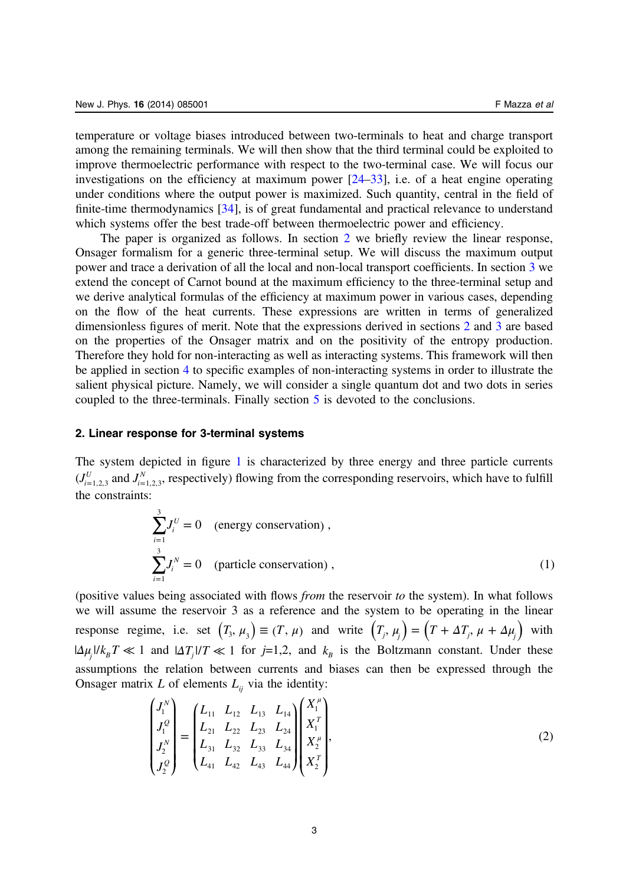temperature or voltage biases introduced between two-terminals to heat and charge transport among the remaining terminals. We will then show that the third terminal could be exploited to improve thermoelectric performance with respect to the two-terminal case. We will focus our investigations on the efficiency at maximum power [24–33], i.e. of a heat engine operating under conditions where the output power is maximized. Such quantity, central in the field of finite-time thermodynamics [34], is of great fundamental and practical relevance to understand which systems offer the best trade-off between thermoelectric power and efficiency.

The paper is organized as follows. In section 2 we briefly review the linear response, Onsager formalism for a generic three-terminal setup. We will discuss the maximum output power and trace a derivation of all the local and non-local transport coefficients. In section 3 we extend the concept of Carnot bound at the maximum efficiency to the three-terminal setup and we derive analytical formulas of the efficiency at maximum power in various cases, depending on the flow of the heat currents. These expressions are written in terms of generalized dimensionless figures of merit. Note that the expressions derived in sections 2 and 3 are based on the properties of the Onsager matrix and on the positivity of the entropy production. Therefore they hold for non-interacting as well as interacting systems. This framework will then be applied in section 4 to specific examples of non-interacting systems in order to illustrate the salient physical picture. Namely, we will consider a single quantum dot and two dots in series coupled to the three-terminals. Finally section 5 is devoted to the conclusions.

## 2. Linear response for 3-terminal systems

The system depicted in figure 1 is characterized by three energy and three particle currents ($J^U_{i=1,2,3}$ and $J^N_{i=1,2,3}$, respectively) flowing from the corresponding reservoirs, which have to fulfill the constraints:

$$
\begin{aligned}
&\sum_{i=1}^{3} J_i^U = 0 \quad \text{(energy conservation)}\,, \\
&\sum_{i=1}^{3} J_i^N = 0 \quad \text{(particle conservation)}\,,
\end{aligned}
\tag{1}
$$

(positive values being associated with flows *from* the reservoir *to* the system). In what follows we will assume the reservoir 3 as a reference and the system to be operating in the linear response regime, i.e. set $\left(T_3, \mu_3\right) \equiv (T, \mu)$ and write $\left(T_j, \mu_j\right) = \left(T + \Delta T_j, \mu + \Delta\mu_j\right)$ with $|\Delta\mu_j|/k_B T \ll 1$ and $|\Delta T_j|/T \ll 1$ for $j$=1,2, and $k_B$ is the Boltzmann constant. Under these assumptions the relation between currents and biases can then be expressed through the Onsager matrix $L$ of elements $L_{ij}$ via the identity:

$$
\begin{pmatrix} J_1^N \\ J_1^Q \\ J_2^N \\ J_2^Q \end{pmatrix} = \begin{pmatrix} L_{11} & L_{12} & L_{13} & L_{14} \\ L_{21} & L_{22} & L_{23} & L_{24} \\ L_{31} & L_{32} & L_{33} & L_{34} \\ L_{41} & L_{42} & L_{43} & L_{44} \end{pmatrix} \begin{pmatrix} X_1^\mu \\ X_1^T \\ X_2^\mu \\ X_2^T \end{pmatrix},
\tag{2}
$$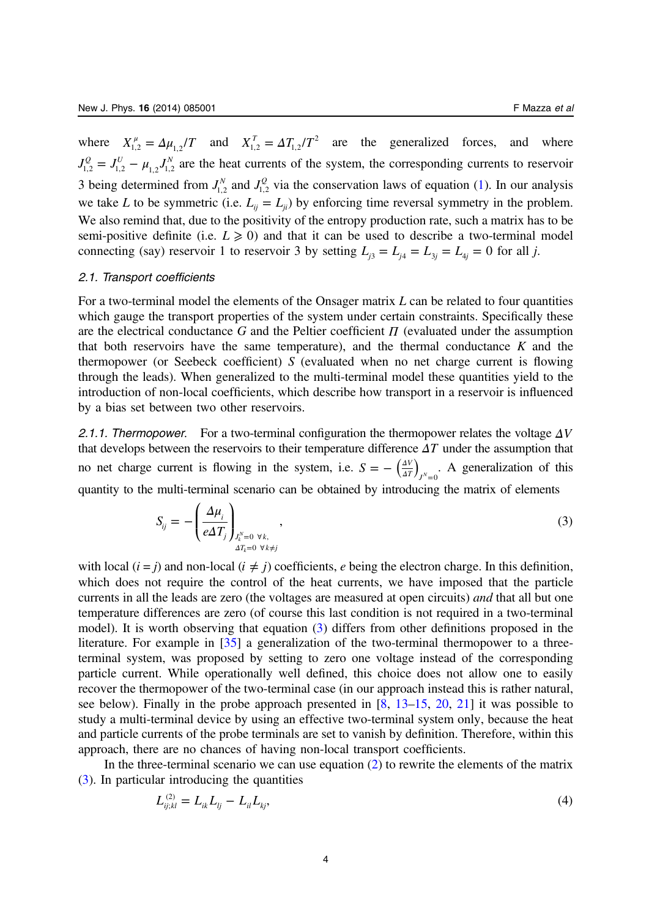where $X^{\mu}_{1,2} = \Delta\mu_{1,2}/T$ and $X^{T}_{1,2} = \Delta T_{1,2}/T^2$ are the generalized forces, and where $J^{Q}_{1,2} = J^{U}_{1,2} - \mu_{1,2} J^{N}_{1,2}$ are the heat currents of the system, the corresponding currents to reservoir 3 being determined from $J^{N}_{1,2}$ and $J^{Q}_{1,2}$ via the conservation laws of equation (1). In our analysis we take $L$ to be symmetric (i.e. $L_{ij} = L_{ji}$) by enforcing time reversal symmetry in the problem. We also remind that, due to the positivity of the entropy production rate, such a matrix has to be semi-positive definite (i.e. $L \geqslant 0$) and that it can be used to describe a two-terminal model connecting (say) reservoir 1 to reservoir 3 by setting $L_{j3} = L_{j4} = L_{3j} = L_{4j} = 0$ for all $j$.

### 2.1. Transport coefficients

For a two-terminal model the elements of the Onsager matrix $L$ can be related to four quantities which gauge the transport properties of the system under certain constraints. Specifically these are the electrical conductance $G$ and the Peltier coefficient $\Pi$ (evaluated under the assumption that both reservoirs have the same temperature), and the thermal conductance $K$ and the thermopower (or Seebeck coefficient) $S$ (evaluated when no net charge current is flowing through the leads). When generalized to the multi-terminal model these quantities yield to the introduction of non-local coefficients, which describe how transport in a reservoir is influenced by a bias set between two other reservoirs.

*2.1.1. Thermopower.* For a two-terminal configuration the thermopower relates the voltage $\Delta V$ that develops between the reservoirs to their temperature difference $\Delta T$ under the assumption that no net charge current is flowing in the system, i.e. $S = -\left(\frac{\Delta V}{\Delta T}\right)_{J^N=0}$. A generalization of this quantity to the multi-terminal scenario can be obtained by introducing the matrix of elements

$$S_{ij} = -\left(\frac{\Delta\mu_i}{e\Delta T_j}\right)_{\substack{J^N_k=0\ \forall k,\\ \Delta T_k=0\ \forall k\neq j}}, \tag{3}$$

with local ($i = j$) and non-local ($i \neq j$) coefficients, $e$ being the electron charge. In this definition, which does not require the control of the heat currents, we have imposed that the particle currents in all the leads are zero (the voltages are measured at open circuits) *and* that all but one temperature differences are zero (of course this last condition is not required in a two-terminal model). It is worth observing that equation (3) differs from other definitions proposed in the literature. For example in [35] a generalization of the two-terminal thermopower to a three-terminal system, was proposed by setting to zero one voltage instead of the corresponding particle current. While operationally well defined, this choice does not allow one to easily recover the thermopower of the two-terminal case (in our approach instead this is rather natural, see below). Finally in the probe approach presented in [8, 13–15, 20, 21] it was possible to study a multi-terminal device by using an effective two-terminal system only, because the heat and particle currents of the probe terminals are set to vanish by definition. Therefore, within this approach, there are no chances of having non-local transport coefficients.

In the three-terminal scenario we can use equation (2) to rewrite the elements of the matrix (3). In particular introducing the quantities

$$L^{(2)}_{ij;kl} = L_{ik}L_{lj} - L_{il}L_{kj}, \tag{4}$$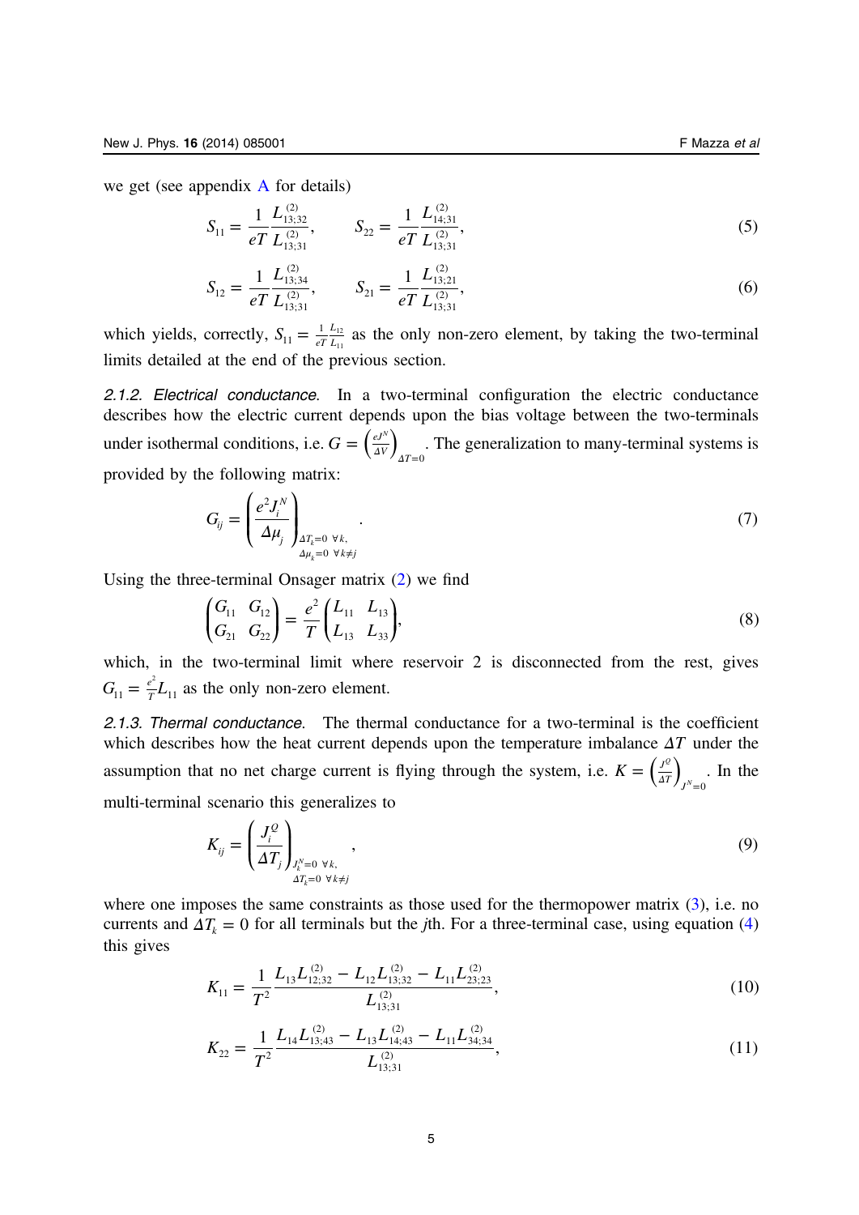we get (see appendix A for details)

$$S_{11} = \frac{1}{eT}\frac{L^{(2)}_{13;32}}{L^{(2)}_{13;31}}, \qquad S_{22} = \frac{1}{eT}\frac{L^{(2)}_{14;31}}{L^{(2)}_{13;31}}, \tag{5}$$

$$S_{12} = \frac{1}{eT}\frac{L^{(2)}_{13;34}}{L^{(2)}_{13;31}}, \qquad S_{21} = \frac{1}{eT}\frac{L^{(2)}_{13;21}}{L^{(2)}_{13;31}}, \tag{6}$$

which yields, correctly, $S_{11} = \frac{1}{eT}\frac{L_{12}}{L_{11}}$ as the only non-zero element, by taking the two-terminal limits detailed at the end of the previous section.

*2.1.2. Electrical conductance.* In a two-terminal configuration the electric conductance describes how the electric current depends upon the bias voltage between the two-terminals under isothermal conditions, i.e. $G = \left(\frac{eJ^N}{\Delta V}\right)_{\Delta T=0}$. The generalization to many-terminal systems is provided by the following matrix:

$$G_{ij} = \left(\frac{e^2 J^N_i}{\Delta\mu_j}\right)_{\substack{\Delta T_k=0\ \forall k,\\ \Delta\mu_k=0\ \forall k\neq j}}. \tag{7}$$

Using the three-terminal Onsager matrix (2) we find

$$\begin{pmatrix} G_{11} & G_{12} \\ G_{21} & G_{22} \end{pmatrix} = \frac{e^2}{T}\begin{pmatrix} L_{11} & L_{13} \\ L_{13} & L_{33} \end{pmatrix}, \tag{8}$$

which, in the two-terminal limit where reservoir 2 is disconnected from the rest, gives $G_{11} = \frac{e^2}{T}L_{11}$ as the only non-zero element.

*2.1.3. Thermal conductance.* The thermal conductance for a two-terminal is the coefficient which describes how the heat current depends upon the temperature imbalance $\Delta T$ under the assumption that no net charge current is flying through the system, i.e. $K = \left(\frac{J^Q}{\Delta T}\right)_{J^N=0}$. In the multi-terminal scenario this generalizes to

$$K_{ij} = \left(\frac{J^Q_i}{\Delta T_j}\right)_{\substack{J^N_k=0\ \forall k,\\ \Delta T_k=0\ \forall k\neq j}}, \tag{9}$$

where one imposes the same constraints as those used for the thermopower matrix (3), i.e. no currents and $\Delta T_k = 0$ for all terminals but the $j$th. For a three-terminal case, using equation (4) this gives

$$K_{11} = \frac{1}{T^2}\frac{L_{13}L^{(2)}_{12;32} - L_{12}L^{(2)}_{13;32} - L_{11}L^{(2)}_{23;23}}{L^{(2)}_{13;31}}, \tag{10}$$

$$K_{22} = \frac{1}{T^2}\frac{L_{14}L^{(2)}_{13;43} - L_{13}L^{(2)}_{14;43} - L_{11}L^{(2)}_{34;34}}{L^{(2)}_{13;31}}, \tag{11}$$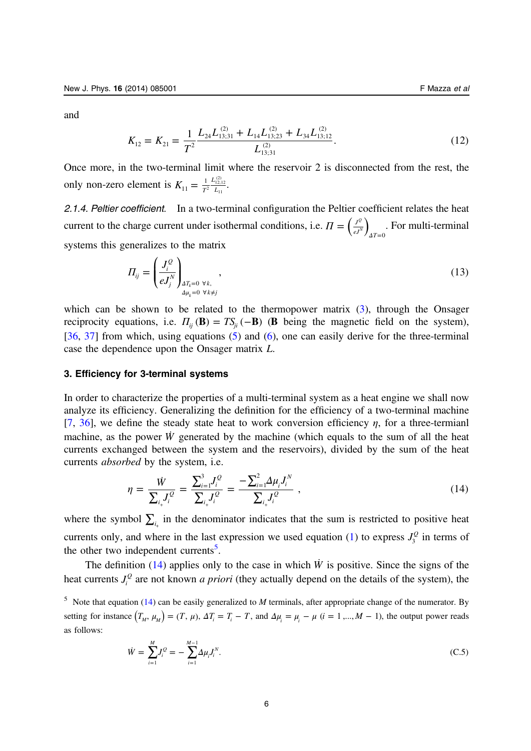and

$$K_{12} = K_{21} = \frac{1}{T^2} \frac{L_{24} L_{13;31}^{(2)} + L_{14} L_{13;23}^{(2)} + L_{34} L_{13;12}^{(2)}}{L_{13;31}^{(2)}}. \tag{12}$$

Once more, in the two-terminal limit where the reservoir 2 is disconnected from the rest, the only non-zero element is $K_{11} = \frac{1}{T^2} \frac{L_{12;12}^{(2)}}{L_{11}}$.

*2.1.4. Peltier coefficient.* In a two-terminal configuration the Peltier coefficient relates the heat current to the charge current under isothermal conditions, i.e. $\Pi = \left(\frac{J^Q}{eJ^N}\right)_{\Delta T = 0}$. For multi-terminal systems this generalizes to the matrix

$$\Pi_{ij} = \left(\frac{J_i^Q}{eJ_j^N}\right)_{\substack{\Delta T_k = 0 \ \forall k, \\ \Delta \mu_k = 0 \ \forall k \neq j}}, \tag{13}$$

which can be shown to be related to the thermopower matrix (3), through the Onsager reciprocity equations, i.e. $\Pi_{ij}(\mathbf{B}) = TS_{ji}(-\mathbf{B})$ ($\mathbf{B}$ being the magnetic field on the system), [36, 37] from which, using equations (5) and (6), one can easily derive for the three-terminal case the dependence upon the Onsager matrix $L$.

## 3. Efficiency for 3-terminal systems

In order to characterize the properties of a multi-terminal system as a heat engine we shall now analyze its efficiency. Generalizing the definition for the efficiency of a two-terminal machine [7, 36], we define the steady state heat to work conversion efficiency $\eta$, for a three-termianl machine, as the power $\dot{W}$ generated by the machine (which equals to the sum of all the heat currents exchanged between the system and the reservoirs), divided by the sum of the heat currents *absorbed* by the system, i.e.

$$\eta = \frac{\dot{W}}{\sum_{i_+} J_i^Q} = \frac{\sum_{i=1}^{3} J_i^Q}{\sum_{i_+} J_i^Q} = \frac{-\sum_{i=1}^{2} \Delta\mu_i J_i^N}{\sum_{i_+} J_i^Q}, \tag{14}$$

where the symbol $\sum_{i_+}$ in the denominator indicates that the sum is restricted to positive heat currents only, and where in the last expression we used equation (1) to express $J_3^Q$ in terms of the other two independent currents[5].

The definition (14) applies only to the case in which $\dot{W}$ is positive. Since the signs of the heat currents $J_i^Q$ are not known *a priori* (they actually depend on the details of the system), the

[5] Note that equation (14) can be easily generalized to $M$ terminals, after appropriate change of the numerator. By setting for instance $(T_M, \mu_M) = (T, \mu)$, $\Delta T_i = T_i - T$, and $\Delta\mu_i = \mu_i - \mu$ ($i = 1, ..., M-1$), the output power reads as follows:

$$\dot{W} = \sum_{i=1}^{M} J_i^Q = -\sum_{i=1}^{M-1} \Delta\mu_i J_i^N. \tag{C.5}$$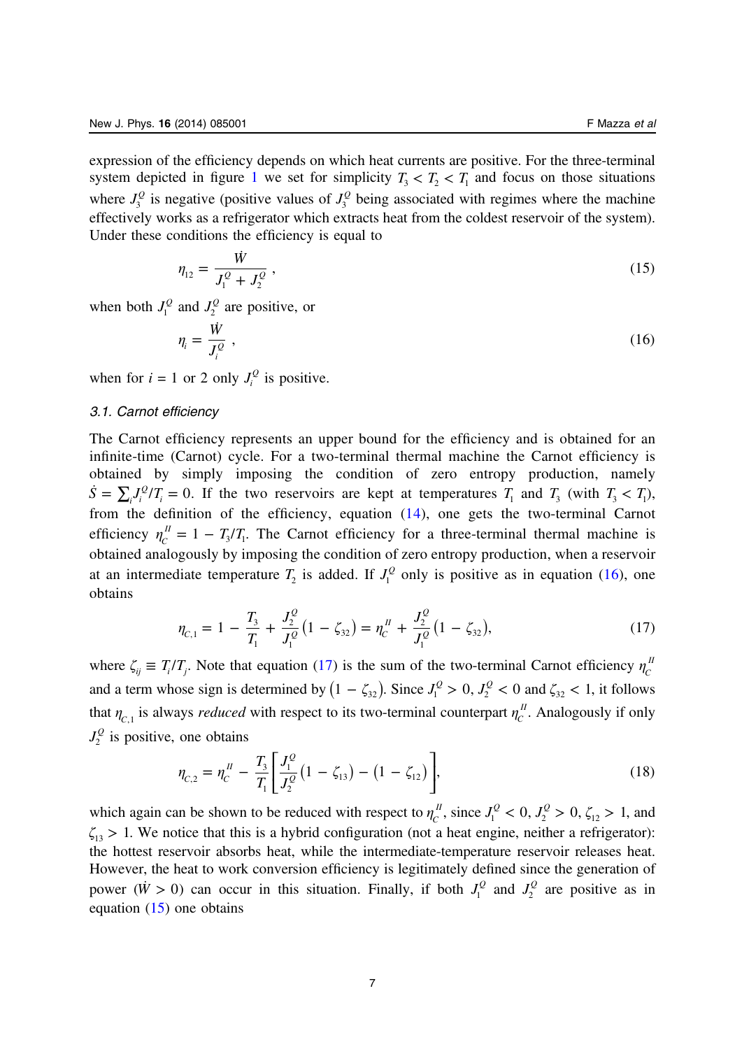expression of the efficiency depends on which heat currents are positive. For the three-terminal system depicted in figure 1 we set for simplicity $T_3 < T_2 < T_1$ and focus on those situations where $J_3^Q$ is negative (positive values of $J_3^Q$ being associated with regimes where the machine effectively works as a refrigerator which extracts heat from the coldest reservoir of the system). Under these conditions the efficiency is equal to

$$\eta_{12} = \frac{\dot{W}}{J_1^Q + J_2^Q}\,, \tag{15}$$

when both $J_1^Q$ and $J_2^Q$ are positive, or

$$\eta_i = \frac{\dot{W}}{J_i^Q}\,, \tag{16}$$

when for $i = 1$ or 2 only $J_i^Q$ is positive.

### 3.1. Carnot efficiency

The Carnot efficiency represents an upper bound for the efficiency and is obtained for an infinite-time (Carnot) cycle. For a two-terminal thermal machine the Carnot efficiency is obtained by simply imposing the condition of zero entropy production, namely $\dot{S} = \sum_i J_i^Q / T_i = 0$. If the two reservoirs are kept at temperatures $T_1$ and $T_3$ (with $T_3 < T_1$), from the definition of the efficiency, equation (14), one gets the two-terminal Carnot efficiency $\eta_C^{II} = 1 - T_3/T_1$. The Carnot efficiency for a three-terminal thermal machine is obtained analogously by imposing the condition of zero entropy production, when a reservoir at an intermediate temperature $T_2$ is added. If $J_1^Q$ only is positive as in equation (16), one obtains

$$\eta_{C,1} = 1 - \frac{T_3}{T_1} + \frac{J_2^Q}{J_1^Q}\left(1 - \zeta_{32}\right) = \eta_C^{II} + \frac{J_2^Q}{J_1^Q}\left(1 - \zeta_{32}\right), \tag{17}$$

where $\zeta_{ij} \equiv T_i / T_j$. Note that equation (17) is the sum of the two-terminal Carnot efficiency $\eta_C^{II}$ and a term whose sign is determined by $\left(1 - \zeta_{32}\right)$. Since $J_1^Q > 0$, $J_2^Q < 0$ and $\zeta_{32} < 1$, it follows that $\eta_{C,1}$ is always *reduced* with respect to its two-terminal counterpart $\eta_C^{II}$. Analogously if only $J_2^Q$ is positive, one obtains

$$\eta_{C,2} = \eta_C^{II} - \frac{T_3}{T_1}\left[\frac{J_1^Q}{J_2^Q}\left(1 - \zeta_{13}\right) - \left(1 - \zeta_{12}\right)\right], \tag{18}$$

which again can be shown to be reduced with respect to $\eta_C^{II}$, since $J_1^Q < 0$, $J_2^Q > 0$, $\zeta_{12} > 1$, and $\zeta_{13} > 1$. We notice that this is a hybrid configuration (not a heat engine, neither a refrigerator): the hottest reservoir absorbs heat, while the intermediate-temperature reservoir releases heat. However, the heat to work conversion efficiency is legitimately defined since the generation of power ($\dot{W} > 0$) can occur in this situation. Finally, if both $J_1^Q$ and $J_2^Q$ are positive as in equation (15) one obtains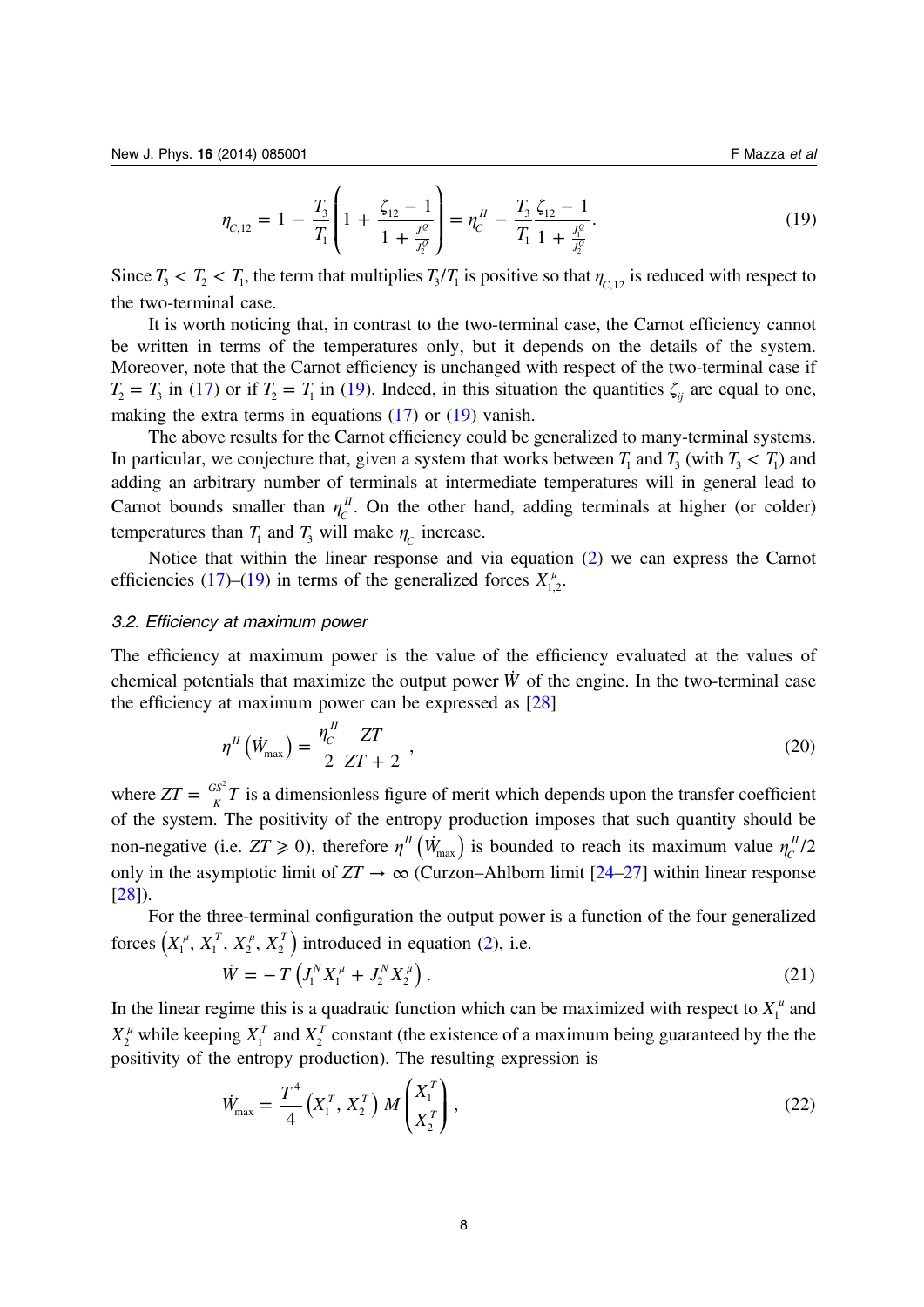$$\eta_{C,12} = 1 - \frac{T_3}{T_1}\left(1 + \frac{\zeta_{12} - 1}{1 + \frac{J_1^Q}{J_2^Q}}\right) = \eta_C^{II} - \frac{T_3}{T_1}\frac{\zeta_{12} - 1}{1 + \frac{J_1^Q}{J_2^Q}}. \tag{19}$$

Since $T_3 < T_2 < T_1$, the term that multiplies $T_3/T_1$ is positive so that $\eta_{C,12}$ is reduced with respect to the two-terminal case.

It is worth noticing that, in contrast to the two-terminal case, the Carnot efficiency cannot be written in terms of the temperatures only, but it depends on the details of the system. Moreover, note that the Carnot efficiency is unchanged with respect of the two-terminal case if $T_2 = T_3$ in (17) or if $T_2 = T_1$ in (19). Indeed, in this situation the quantities $\zeta_{ij}$ are equal to one, making the extra terms in equations (17) or (19) vanish.

The above results for the Carnot efficiency could be generalized to many-terminal systems. In particular, we conjecture that, given a system that works between $T_1$ and $T_3$ (with $T_3 < T_1$) and adding an arbitrary number of terminals at intermediate temperatures will in general lead to Carnot bounds smaller than $\eta_C^{II}$. On the other hand, adding terminals at higher (or colder) temperatures than $T_1$ and $T_3$ will make $\eta_C$ increase.

Notice that within the linear response and via equation (2) we can express the Carnot efficiencies (17)–(19) in terms of the generalized forces $X_{1,2}^{\mu}$.

### *3.2. Efficiency at maximum power*

The efficiency at maximum power is the value of the efficiency evaluated at the values of chemical potentials that maximize the output power $\dot{W}$ of the engine. In the two-terminal case the efficiency at maximum power can be expressed as [28]

$$\eta^{II}\left(\dot{W}_{\max}\right) = \frac{\eta_C^{II}}{2}\frac{ZT}{ZT + 2}, \tag{20}$$

where $ZT = \frac{GS^2}{K}T$ is a dimensionless figure of merit which depends upon the transfer coefficient of the system. The positivity of the entropy production imposes that such quantity should be non-negative (i.e. $ZT \geqslant 0$), therefore $\eta^{II}\left(\dot{W}_{\max}\right)$ is bounded to reach its maximum value $\eta_C^{II}/2$ only in the asymptotic limit of $ZT \to \infty$ (Curzon–Ahlborn limit [24–27] within linear response [28]).

For the three-terminal configuration the output power is a function of the four generalized forces $\left(X_1^{\mu}, X_1^{T}, X_2^{\mu}, X_2^{T}\right)$ introduced in equation (2), i.e.

$$\dot{W} = -T\left(J_1^N X_1^{\mu} + J_2^N X_2^{\mu}\right). \tag{21}$$

In the linear regime this is a quadratic function which can be maximized with respect to $X_1^{\mu}$ and $X_2^{\mu}$ while keeping $X_1^{T}$ and $X_2^{T}$ constant (the existence of a maximum being guaranteed by the the positivity of the entropy production). The resulting expression is

$$\dot{W}_{\max} = \frac{T^4}{4}\left(X_1^{T}, X_2^{T}\right) M \begin{pmatrix} X_1^{T} \\ X_2^{T} \end{pmatrix}, \tag{22}$$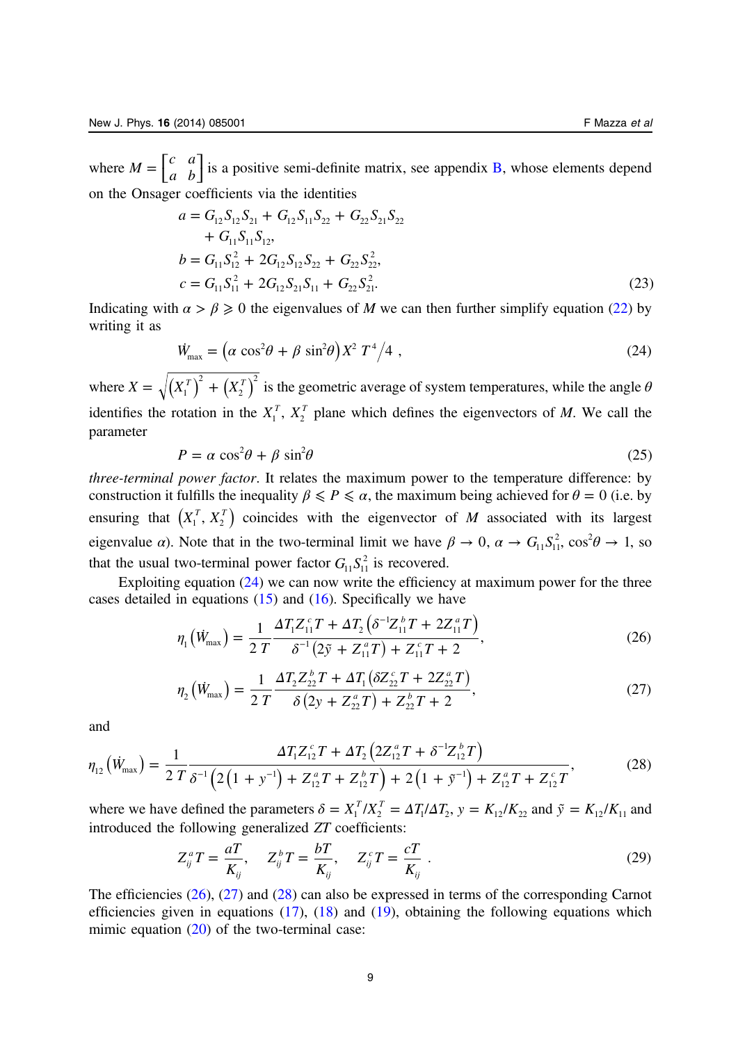where $M = \begin{bmatrix} c & a \\ a & b \end{bmatrix}$ is a positive semi-definite matrix, see appendix B, whose elements depend on the Onsager coefficients via the identities

$$
\begin{aligned}
a &= G_{12}S_{12}S_{21} + G_{12}S_{11}S_{22} + G_{22}S_{21}S_{22} \\
&\quad + G_{11}S_{11}S_{12}, \\
b &= G_{11}S_{12}^2 + 2G_{12}S_{12}S_{22} + G_{22}S_{22}^2, \\
c &= G_{11}S_{11}^2 + 2G_{12}S_{21}S_{11} + G_{22}S_{21}^2.
\end{aligned} \tag{23}
$$

Indicating with $\alpha > \beta \geqslant 0$ the eigenvalues of $M$ we can then further simplify equation (22) by writing it as

$$
\dot{W}_{\max} = \left(\alpha \cos^2\theta + \beta \sin^2\theta\right) X^2 \, T^4 \big/ 4 \ , \tag{24}
$$

where $X = \sqrt{\left(X_1^T\right)^2 + \left(X_2^T\right)^2}$ is the geometric average of system temperatures, while the angle $\theta$ identifies the rotation in the $X_1^T$, $X_2^T$ plane which defines the eigenvectors of $M$. We call the parameter

$$
P = \alpha \cos^2\theta + \beta \sin^2\theta \tag{25}
$$

*three-terminal power factor*. It relates the maximum power to the temperature difference: by construction it fulfills the inequality $\beta \leqslant P \leqslant \alpha$, the maximum being achieved for $\theta = 0$ (i.e. by ensuring that $\left(X_1^T, X_2^T\right)$ coincides with the eigenvector of $M$ associated with its largest eigenvalue $\alpha$). Note that in the two-terminal limit we have $\beta \to 0$, $\alpha \to G_{11}S_{11}^2$, $\cos^2\theta \to 1$, so that the usual two-terminal power factor $G_{11}S_{11}^2$ is recovered.

Exploiting equation (24) we can now write the efficiency at maximum power for the three cases detailed in equations (15) and (16). Specifically we have

$$
\eta_1\left(\dot{W}_{\max}\right) = \frac{1}{2\,T} \frac{\Delta T_1 Z_{11}^c T + \Delta T_2 \left(\delta^{-1} Z_{11}^b T + 2 Z_{11}^a T\right)}{\delta^{-1}\left(2\tilde{y} + Z_{11}^a T\right) + Z_{11}^c T + 2}, \tag{26}
$$

$$
\eta_2\left(\dot{W}_{\max}\right) = \frac{1}{2\,T} \frac{\Delta T_2 Z_{22}^b T + \Delta T_1 \left(\delta Z_{22}^c T + 2 Z_{22}^a T\right)}{\delta\left(2y + Z_{22}^a T\right) + Z_{22}^b T + 2}, \tag{27}
$$

and

$$
\eta_{12}\left(\dot{W}_{\max}\right) = \frac{1}{2\,T} \frac{\Delta T_1 Z_{12}^c T + \Delta T_2 \left(2 Z_{12}^a T + \delta^{-1} Z_{12}^b T\right)}{\delta^{-1}\left(2\left(1 + y^{-1}\right) + Z_{12}^a T + Z_{12}^b T\right) + 2\left(1 + \tilde{y}^{-1}\right) + Z_{12}^a T + Z_{12}^c T}, \tag{28}
$$

where we have defined the parameters $\delta = X_1^T / X_2^T = \Delta T_1 / \Delta T_2$, $y = K_{12}/K_{22}$ and $\tilde{y} = K_{12}/K_{11}$ and introduced the following generalized $ZT$ coefficients:

$$
Z_{ij}^a T = \frac{aT}{K_{ij}}, \quad Z_{ij}^b T = \frac{bT}{K_{ij}}, \quad Z_{ij}^c T = \frac{cT}{K_{ij}} \ . \tag{29}
$$

The efficiencies (26), (27) and (28) can also be expressed in terms of the corresponding Carnot efficiencies given in equations (17), (18) and (19), obtaining the following equations which mimic equation (20) of the two-terminal case: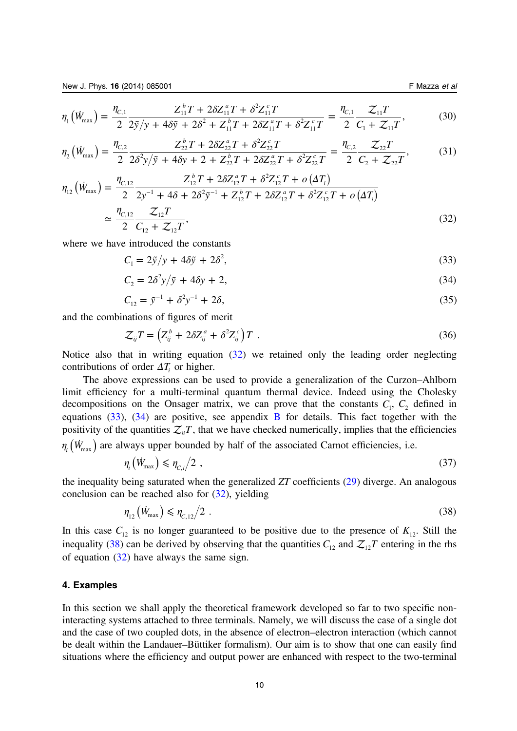$$\eta_1\left(\dot{W}_{\max}\right) = \frac{\eta_{C,1}}{2} \frac{Z_{11}^b T + 2\delta Z_{11}^a T + \delta^2 Z_{11}^c T}{2\tilde{y}/y + 4\delta\tilde{y} + 2\delta^2 + Z_{11}^b T + 2\delta Z_{11}^a T + \delta^2 Z_{11}^c T} = \frac{\eta_{C,1}}{2} \frac{\mathcal{Z}_{11} T}{C_1 + \mathcal{Z}_{11} T}, \tag{30}$$

$$\eta_2\left(\dot{W}_{\max}\right) = \frac{\eta_{C,2}}{2} \frac{Z_{22}^b T + 2\delta Z_{22}^a T + \delta^2 Z_{22}^c T}{2\delta^2 y/\tilde{y} + 4\delta y + 2 + Z_{22}^b T + 2\delta Z_{22}^a T + \delta^2 Z_{22}^c T} = \frac{\eta_{C,2}}{2} \frac{\mathcal{Z}_{22} T}{C_2 + \mathcal{Z}_{22} T}, \tag{31}$$

$$\begin{aligned} \eta_{12}\left(\dot{W}_{\max}\right) &= \frac{\eta_{C,12}}{2} \frac{Z_{12}^b T + 2\delta Z_{12}^a T + \delta^2 Z_{12}^c T + o\left(\Delta T_i\right)}{2y^{-1} + 4\delta + 2\delta^2 \tilde{y}^{-1} + Z_{12}^b T + 2\delta Z_{12}^a T + \delta^2 Z_{12}^c T + o\left(\Delta T_i\right)} \\ &\simeq \frac{\eta_{C,12}}{2} \frac{\mathcal{Z}_{12} T}{C_{12} + \mathcal{Z}_{12} T}, \end{aligned} \tag{32}$$

where we have introduced the constants

$$C_1 = 2\tilde{y}/y + 4\delta\tilde{y} + 2\delta^2, \tag{33}$$

$$C_2 = 2\delta^2 y/\tilde{y} + 4\delta y + 2, \tag{34}$$

$$C_{12} = \tilde{y}^{-1} + \delta^2 y^{-1} + 2\delta, \tag{35}$$

and the combinations of figures of merit

$$\mathcal{Z}_{ij} T = \left(Z_{ij}^b + 2\delta Z_{ij}^a + \delta^2 Z_{ij}^c\right) T \ . \tag{36}$$

Notice also that in writing equation (32) we retained only the leading order neglecting contributions of order $\Delta T_i$ or higher.

The above expressions can be used to provide a generalization of the Curzon–Ahlborn limit efficiency for a multi-terminal quantum thermal device. Indeed using the Cholesky decompositions on the Onsager matrix, we can prove that the constants $C_1$, $C_2$ defined in equations (33), (34) are positive, see appendix B for details. This fact together with the positivity of the quantities $\mathcal{Z}_{ii} T$, that we have checked numerically, implies that the efficiencies $\eta_i\left(\dot{W}_{\max}\right)$ are always upper bounded by half of the associated Carnot efficiencies, i.e.

$$\eta_i\left(\dot{W}_{\max}\right) \leqslant \eta_{C,i}/2 \ , \tag{37}$$

the inequality being saturated when the generalized $ZT$ coefficients (29) diverge. An analogous conclusion can be reached also for (32), yielding

$$\eta_{12}\left(\dot{W}_{\max}\right) \leqslant \eta_{C,12}/2 \ . \tag{38}$$

In this case $C_{12}$ is no longer guaranteed to be positive due to the presence of $K_{12}$. Still the inequality (38) can be derived by observing that the quantities $C_{12}$ and $\mathcal{Z}_{12} T$ entering in the rhs of equation (32) have always the same sign.

## 4. Examples

In this section we shall apply the theoretical framework developed so far to two specific non-interacting systems attached to three terminals. Namely, we will discuss the case of a single dot and the case of two coupled dots, in the absence of electron–electron interaction (which cannot be dealt within the Landauer–Büttiker formalism). Our aim is to show that one can easily find situations where the efficiency and output power are enhanced with respect to the two-terminal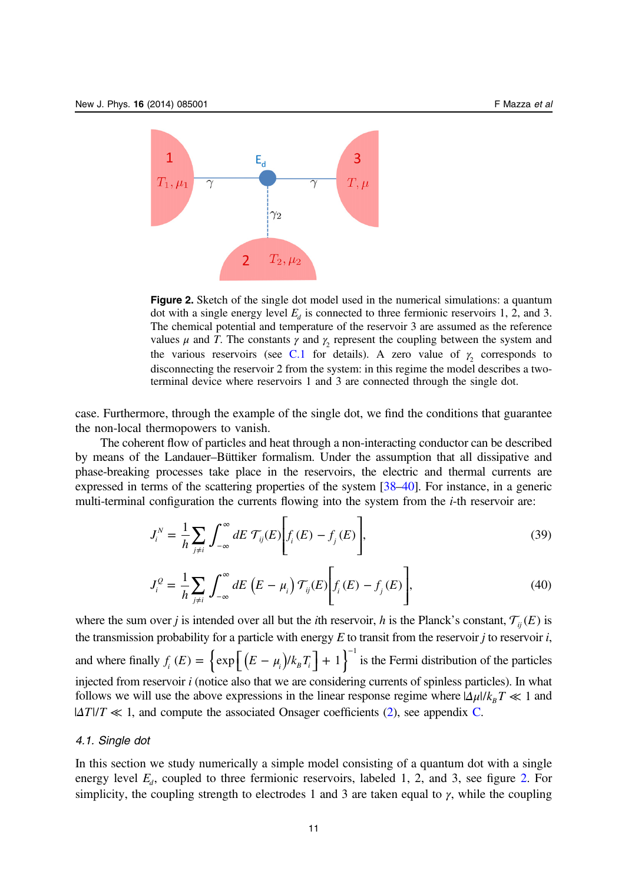**Figure 2.** Sketch of the single dot model used in the numerical simulations: a quantum dot with a single energy level $E_d$ is connected to three fermionic reservoirs 1, 2, and 3. The chemical potential and temperature of the reservoir 3 are assumed as the reference values $\mu$ and $T$. The constants $\gamma$ and $\gamma_2$ represent the coupling between the system and the various reservoirs (see C.1 for details). A zero value of $\gamma_2$ corresponds to disconnecting the reservoir 2 from the system: in this regime the model describes a two-terminal device where reservoirs 1 and 3 are connected through the single dot.

case. Furthermore, through the example of the single dot, we find the conditions that guarantee the non-local thermopowers to vanish.

The coherent flow of particles and heat through a non-interacting conductor can be described by means of the Landauer–Büttiker formalism. Under the assumption that all dissipative and phase-breaking processes take place in the reservoirs, the electric and thermal currents are expressed in terms of the scattering properties of the system [38–40]. For instance, in a generic multi-terminal configuration the currents flowing into the system from the $i$-th reservoir are:

$$J_i^N = \frac{1}{h} \sum_{j \neq i} \int_{-\infty}^{\infty} dE \, \mathcal{T}_{ij}(E) \Big[ f_i(E) - f_j(E) \Big], \tag{39}$$

$$J_i^Q = \frac{1}{h} \sum_{j \neq i} \int_{-\infty}^{\infty} dE \, \big(E - \mu_i\big) \mathcal{T}_{ij}(E) \Big[ f_i(E) - f_j(E) \Big], \tag{40}$$

where the sum over $j$ is intended over all but the $i$th reservoir, $h$ is the Planck's constant, $\mathcal{T}_{ij}(E)$ is the transmission probability for a particle with energy $E$ to transit from the reservoir $j$ to reservoir $i$, and where finally $f_i(E) = \left\{ \exp\left[ \left(E - \mu_i\right)/k_B T_i \right] + 1 \right\}^{-1}$ is the Fermi distribution of the particles injected from reservoir $i$ (notice also that we are considering currents of spinless particles). In what follows we will use the above expressions in the linear response regime where $|\Delta\mu|/k_B T \ll 1$ and $|\Delta T|/T \ll 1$, and compute the associated Onsager coefficients (2), see appendix C.

### 4.1. Single dot

In this section we study numerically a simple model consisting of a quantum dot with a single energy level $E_d$, coupled to three fermionic reservoirs, labeled 1, 2, and 3, see figure 2. For simplicity, the coupling strength to electrodes 1 and 3 are taken equal to $\gamma$, while the coupling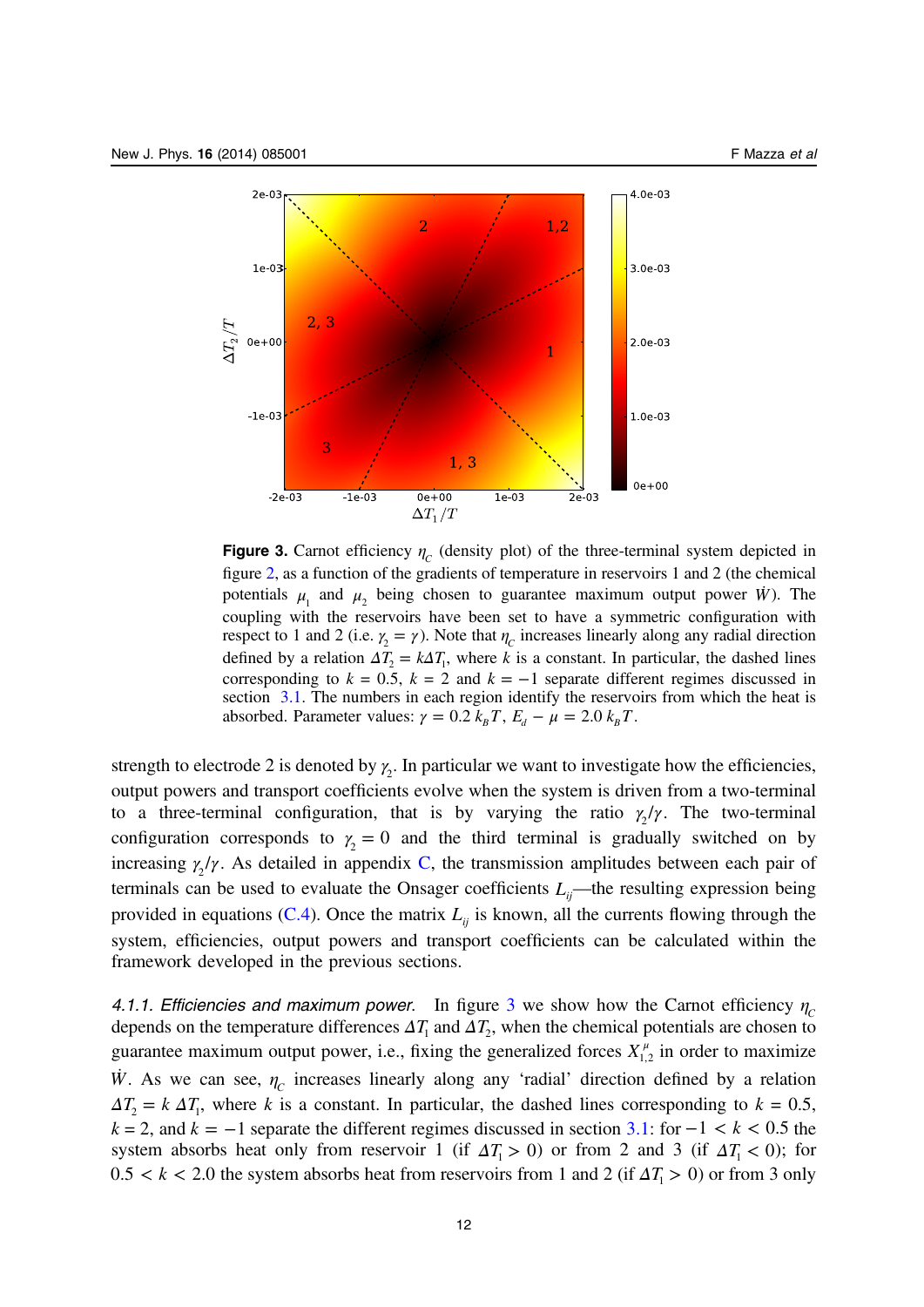**Figure 3.** Carnot efficiency $\eta_C$ (density plot) of the three-terminal system depicted in figure 2, as a function of the gradients of temperature in reservoirs 1 and 2 (the chemical potentials $\mu_1$ and $\mu_2$ being chosen to guarantee maximum output power $\dot{W}$). The coupling with the reservoirs have been set to have a symmetric configuration with respect to 1 and 2 (i.e. $\gamma_2 = \gamma$). Note that $\eta_C$ increases linearly along any radial direction defined by a relation $\Delta T_2 = k\Delta T_1$, where $k$ is a constant. In particular, the dashed lines corresponding to $k = 0.5$, $k = 2$ and $k = -1$ separate different regimes discussed in section 3.1. The numbers in each region identify the reservoirs from which the heat is absorbed. Parameter values: $\gamma = 0.2\, k_B T$, $E_d - \mu = 2.0\, k_B T$.

strength to electrode 2 is denoted by $\gamma_2$. In particular we want to investigate how the efficiencies, output powers and transport coefficients evolve when the system is driven from a two-terminal to a three-terminal configuration, that is by varying the ratio $\gamma_2/\gamma$. The two-terminal configuration corresponds to $\gamma_2 = 0$ and the third terminal is gradually switched on by increasing $\gamma_2/\gamma$. As detailed in appendix C, the transmission amplitudes between each pair of terminals can be used to evaluate the Onsager coefficients $L_{ij}$—the resulting expression being provided in equations (C.4). Once the matrix $L_{ij}$ is known, all the currents flowing through the system, efficiencies, output powers and transport coefficients can be calculated within the framework developed in the previous sections.

*4.1.1. Efficiencies and maximum power.* In figure 3 we show how the Carnot efficiency $\eta_C$ depends on the temperature differences $\Delta T_1$ and $\Delta T_2$, when the chemical potentials are chosen to guarantee maximum output power, i.e., fixing the generalized forces $X^{\mu}_{1,2}$ in order to maximize $\dot{W}$. As we can see, $\eta_C$ increases linearly along any 'radial' direction defined by a relation $\Delta T_2 = k\, \Delta T_1$, where $k$ is a constant. In particular, the dashed lines corresponding to $k = 0.5$, $k = 2$, and $k = -1$ separate the different regimes discussed in section 3.1: for $-1 < k < 0.5$ the system absorbs heat only from reservoir 1 (if $\Delta T_1 > 0$) or from 2 and 3 (if $\Delta T_1 < 0$); for $0.5 < k < 2.0$ the system absorbs heat from reservoirs from 1 and 2 (if $\Delta T_1 > 0$) or from 3 only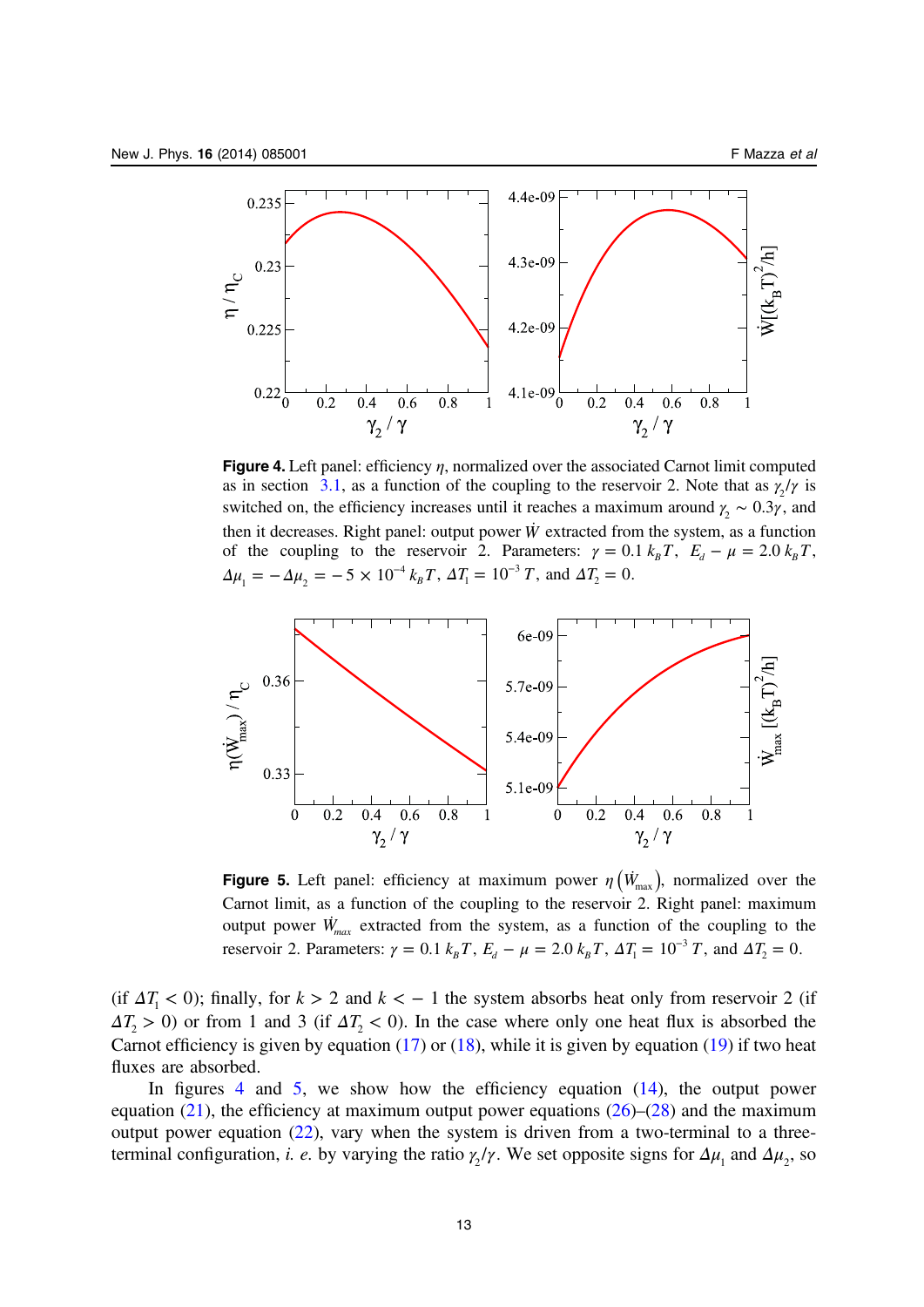**Figure 4.** Left panel: efficiency $\eta$, normalized over the associated Carnot limit computed as in section 3.1, as a function of the coupling to the reservoir 2. Note that as $\gamma_2/\gamma$ is switched on, the efficiency increases until it reaches a maximum around $\gamma_2 \sim 0.3\gamma$, and then it decreases. Right panel: output power $\dot{W}$ extracted from the system, as a function of the coupling to the reservoir 2. Parameters: $\gamma = 0.1\, k_B T$, $E_d - \mu = 2.0\, k_B T$, $\Delta\mu_1 = -\Delta\mu_2 = -5 \times 10^{-4}\, k_B T$, $\Delta T_1 = 10^{-3}\, T$, and $\Delta T_2 = 0$.

**Figure 5.** Left panel: efficiency at maximum power $\eta\left(\dot{W}_{\max}\right)$, normalized over the Carnot limit, as a function of the coupling to the reservoir 2. Right panel: maximum output power $\dot{W}_{max}$ extracted from the system, as a function of the coupling to the reservoir 2. Parameters: $\gamma = 0.1\, k_B T$, $E_d - \mu = 2.0\, k_B T$, $\Delta T_1 = 10^{-3}\, T$, and $\Delta T_2 = 0$.

(if $\Delta T_1 < 0$); finally, for $k > 2$ and $k < -1$ the system absorbs heat only from reservoir 2 (if $\Delta T_2 > 0$) or from 1 and 3 (if $\Delta T_2 < 0$). In the case where only one heat flux is absorbed the Carnot efficiency is given by equation (17) or (18), while it is given by equation (19) if two heat fluxes are absorbed.

In figures 4 and 5, we show how the efficiency equation (14), the output power equation (21), the efficiency at maximum output power equations (26)–(28) and the maximum output power equation (22), vary when the system is driven from a two-terminal to a three-terminal configuration, *i. e.* by varying the ratio $\gamma_2/\gamma$. We set opposite signs for $\Delta\mu_1$ and $\Delta\mu_2$, so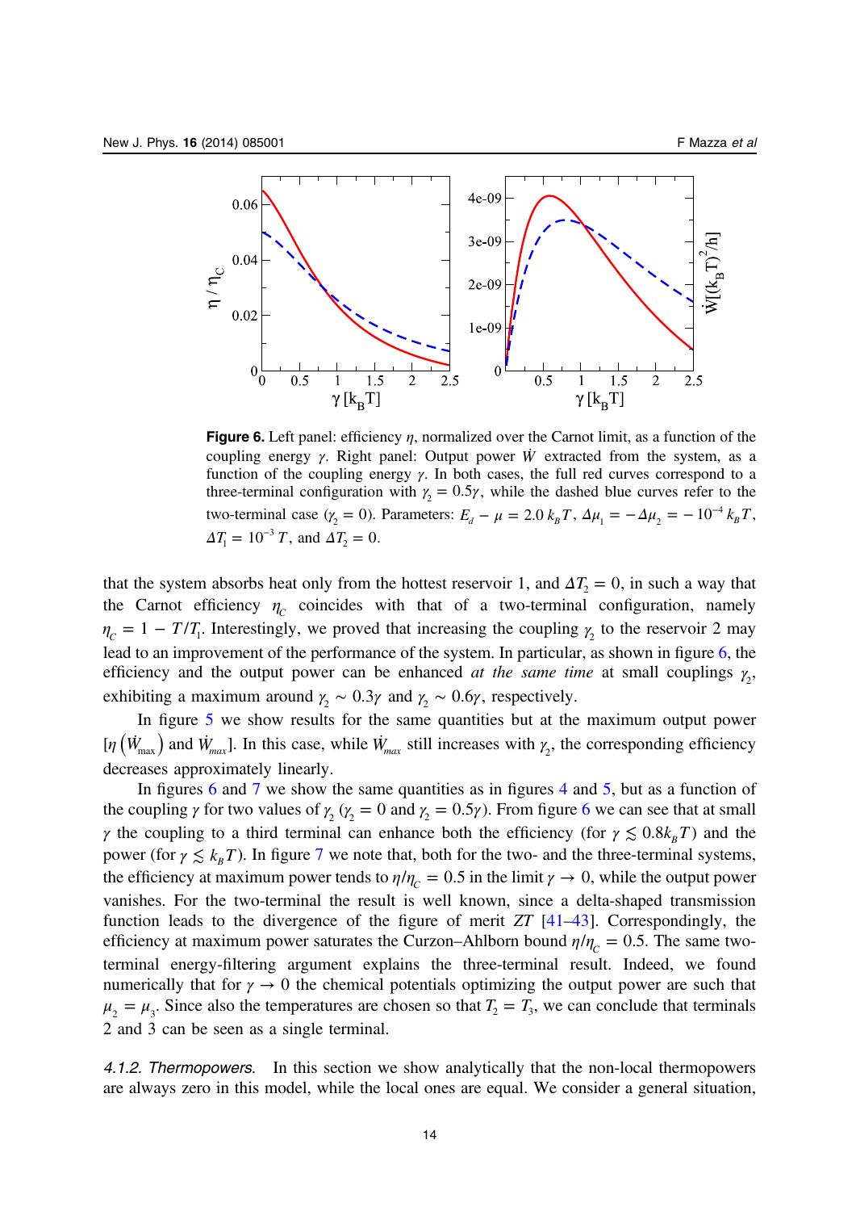**Figure 6.** Left panel: efficiency $\eta$, normalized over the Carnot limit, as a function of the coupling energy $\gamma$. Right panel: Output power $\dot{W}$ extracted from the system, as a function of the coupling energy $\gamma$. In both cases, the full red curves correspond to a three-terminal configuration with $\gamma_2 = 0.5\gamma$, while the dashed blue curves refer to the two-terminal case ($\gamma_2 = 0$). Parameters: $E_d - \mu = 2.0\, k_B T$, $\Delta\mu_1 = -\Delta\mu_2 = -10^{-4}\, k_B T$, $\Delta T_1 = 10^{-3}\, T$, and $\Delta T_2 = 0$.

that the system absorbs heat only from the hottest reservoir 1, and $\Delta T_2 = 0$, in such a way that the Carnot efficiency $\eta_C$ coincides with that of a two-terminal configuration, namely $\eta_C = 1 - T/T_1$. Interestingly, we proved that increasing the coupling $\gamma_2$ to the reservoir 2 may lead to an improvement of the performance of the system. In particular, as shown in figure 6, the efficiency and the output power can be enhanced *at the same time* at small couplings $\gamma_2$, exhibiting a maximum around $\gamma_2 \sim 0.3\gamma$ and $\gamma_2 \sim 0.6\gamma$, respectively.

In figure 5 we show results for the same quantities but at the maximum output power [$\eta\left(\dot{W}_{\max}\right)$ and $\dot{W}_{max}$]. In this case, while $\dot{W}_{max}$ still increases with $\gamma_2$, the corresponding efficiency decreases approximately linearly.

In figures 6 and 7 we show the same quantities as in figures 4 and 5, but as a function of the coupling $\gamma$ for two values of $\gamma_2$ ($\gamma_2 = 0$ and $\gamma_2 = 0.5\gamma$). From figure 6 we can see that at small $\gamma$ the coupling to a third terminal can enhance both the efficiency (for $\gamma \lesssim 0.8 k_B T$) and the power (for $\gamma \lesssim k_B T$). In figure 7 we note that, both for the two- and the three-terminal systems, the efficiency at maximum power tends to $\eta/\eta_C = 0.5$ in the limit $\gamma \to 0$, while the output power vanishes. For the two-terminal the result is well known, since a delta-shaped transmission function leads to the divergence of the figure of merit $ZT$ [41–43]. Correspondingly, the efficiency at maximum power saturates the Curzon–Ahlborn bound $\eta/\eta_C = 0.5$. The same two-terminal energy-filtering argument explains the three-terminal result. Indeed, we found numerically that for $\gamma \to 0$ the chemical potentials optimizing the output power are such that $\mu_2 = \mu_3$. Since also the temperatures are chosen so that $T_2 = T_3$, we can conclude that terminals 2 and 3 can be seen as a single terminal.

#### 4.1.2. Thermopowers.

In this section we show analytically that the non-local thermopowers are always zero in this model, while the local ones are equal. We consider a general situation,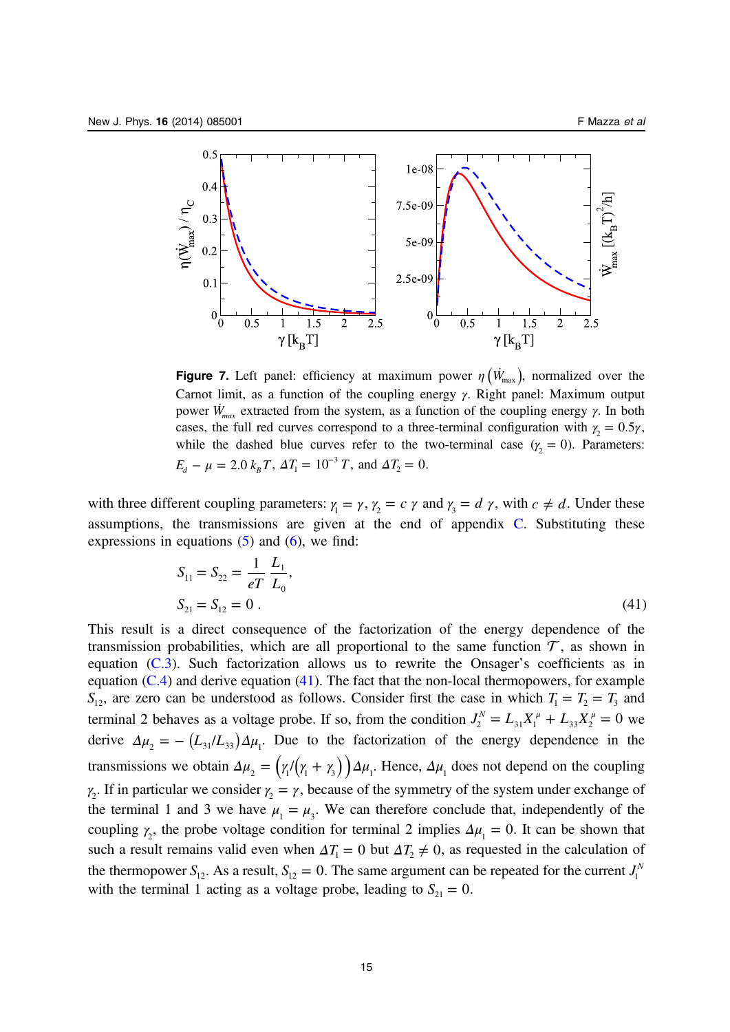**Figure 7.** Left panel: efficiency at maximum power $\eta\left(\dot{W}_{\max}\right)$, normalized over the Carnot limit, as a function of the coupling energy $\gamma$. Right panel: Maximum output power $\dot{W}_{max}$ extracted from the system, as a function of the coupling energy $\gamma$. In both cases, the full red curves correspond to a three-terminal configuration with $\gamma_2 = 0.5\gamma$, while the dashed blue curves refer to the two-terminal case ($\gamma_2 = 0$). Parameters: $E_d - \mu = 2.0\, k_B T$, $\Delta T_1 = 10^{-3}\, T$, and $\Delta T_2 = 0$.

with three different coupling parameters: $\gamma_1 = \gamma$, $\gamma_2 = c\,\gamma$ and $\gamma_3 = d\,\gamma$, with $c \neq d$. Under these assumptions, the transmissions are given at the end of appendix C. Substituting these expressions in equations (5) and (6), we find:

$$
\begin{aligned}
S_{11} &= S_{22} = \frac{1}{eT}\,\frac{L_1}{L_0}, \\
S_{21} &= S_{12} = 0\,.
\end{aligned}
\tag{41}
$$

This result is a direct consequence of the factorization of the energy dependence of the transmission probabilities, which are all proportional to the same function $\mathcal{T}$, as shown in equation (C.3). Such factorization allows us to rewrite the Onsager's coefficients as in equation (C.4) and derive equation (41). The fact that the non-local thermopowers, for example $S_{12}$, are zero can be understood as follows. Consider first the case in which $T_1 = T_2 = T_3$ and terminal 2 behaves as a voltage probe. If so, from the condition $J_2^N = L_{31} X_1^\mu + L_{33} X_2^\mu = 0$ we derive $\Delta\mu_2 = -\left(L_{31}/L_{33}\right)\Delta\mu_1$. Due to the factorization of the energy dependence in the transmissions we obtain $\Delta\mu_2 = \left(\gamma_1/\left(\gamma_1 + \gamma_3\right)\right)\Delta\mu_1$. Hence, $\Delta\mu_1$ does not depend on the coupling $\gamma_2$. If in particular we consider $\gamma_2 = \gamma$, because of the symmetry of the system under exchange of the terminal 1 and 3 we have $\mu_1 = \mu_3$. We can therefore conclude that, independently of the coupling $\gamma_2$, the probe voltage condition for terminal 2 implies $\Delta\mu_1 = 0$. It can be shown that such a result remains valid even when $\Delta T_1 = 0$ but $\Delta T_2 \neq 0$, as requested in the calculation of the thermopower $S_{12}$. As a result, $S_{12} = 0$. The same argument can be repeated for the current $J_1^N$ with the terminal 1 acting as a voltage probe, leading to $S_{21} = 0$.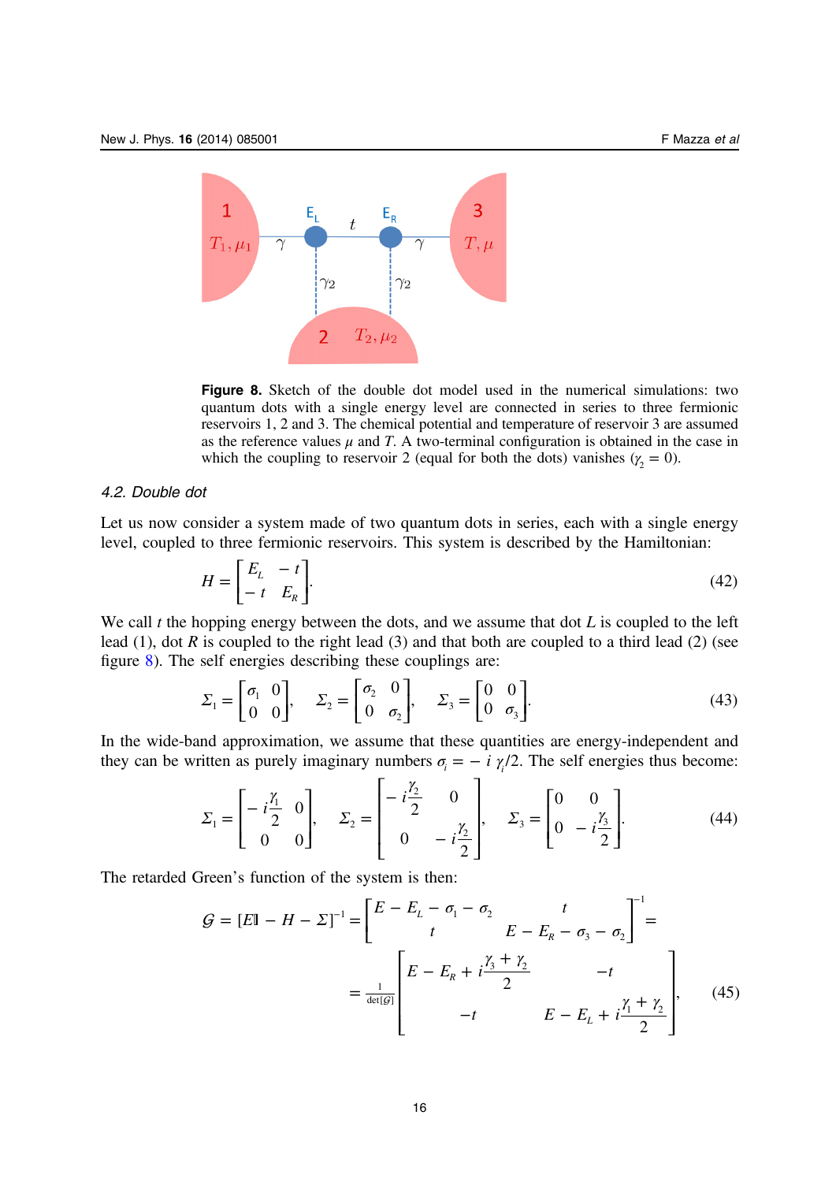**Figure 8.** Sketch of the double dot model used in the numerical simulations: two quantum dots with a single energy level are connected in series to three fermionic reservoirs 1, 2 and 3. The chemical potential and temperature of reservoir 3 are assumed as the reference values $\mu$ and $T$. A two-terminal configuration is obtained in the case in which the coupling to reservoir 2 (equal for both the dots) vanishes ($\gamma_2 = 0$).

### 4.2. Double dot

Let us now consider a system made of two quantum dots in series, each with a single energy level, coupled to three fermionic reservoirs. This system is described by the Hamiltonian:

$$H = \begin{bmatrix} E_L & -t \\ -t & E_R \end{bmatrix}. \tag{42}$$

We call $t$ the hopping energy between the dots, and we assume that dot $L$ is coupled to the left lead (1), dot $R$ is coupled to the right lead (3) and that both are coupled to a third lead (2) (see figure 8). The self energies describing these couplings are:

$$\Sigma_1 = \begin{bmatrix} \sigma_1 & 0 \\ 0 & 0 \end{bmatrix}, \quad \Sigma_2 = \begin{bmatrix} \sigma_2 & 0 \\ 0 & \sigma_2 \end{bmatrix}, \quad \Sigma_3 = \begin{bmatrix} 0 & 0 \\ 0 & \sigma_3 \end{bmatrix}. \tag{43}$$

In the wide-band approximation, we assume that these quantities are energy-independent and they can be written as purely imaginary numbers $\sigma_i = -i\,\gamma_i/2$. The self energies thus become:

$$\Sigma_1 = \begin{bmatrix} -i\dfrac{\gamma_1}{2} & 0 \\ 0 & 0 \end{bmatrix}, \quad \Sigma_2 = \begin{bmatrix} -i\dfrac{\gamma_2}{2} & 0 \\ 0 & -i\dfrac{\gamma_2}{2} \end{bmatrix}, \quad \Sigma_3 = \begin{bmatrix} 0 & 0 \\ 0 & -i\dfrac{\gamma_3}{2} \end{bmatrix}. \tag{44}$$

The retarded Green's function of the system is then:

$$\mathcal{G} = [E\mathbb{I} - H - \Sigma]^{-1} = \begin{bmatrix} E - E_L - \sigma_1 - \sigma_2 & t \\ t & E - E_R - \sigma_3 - \sigma_2 \end{bmatrix}^{-1} = \frac{1}{\det[\mathcal{G}]} \begin{bmatrix} E - E_R + i\dfrac{\gamma_3 + \gamma_2}{2} & -t \\ -t & E - E_L + i\dfrac{\gamma_1 + \gamma_2}{2} \end{bmatrix}, \tag{45}$$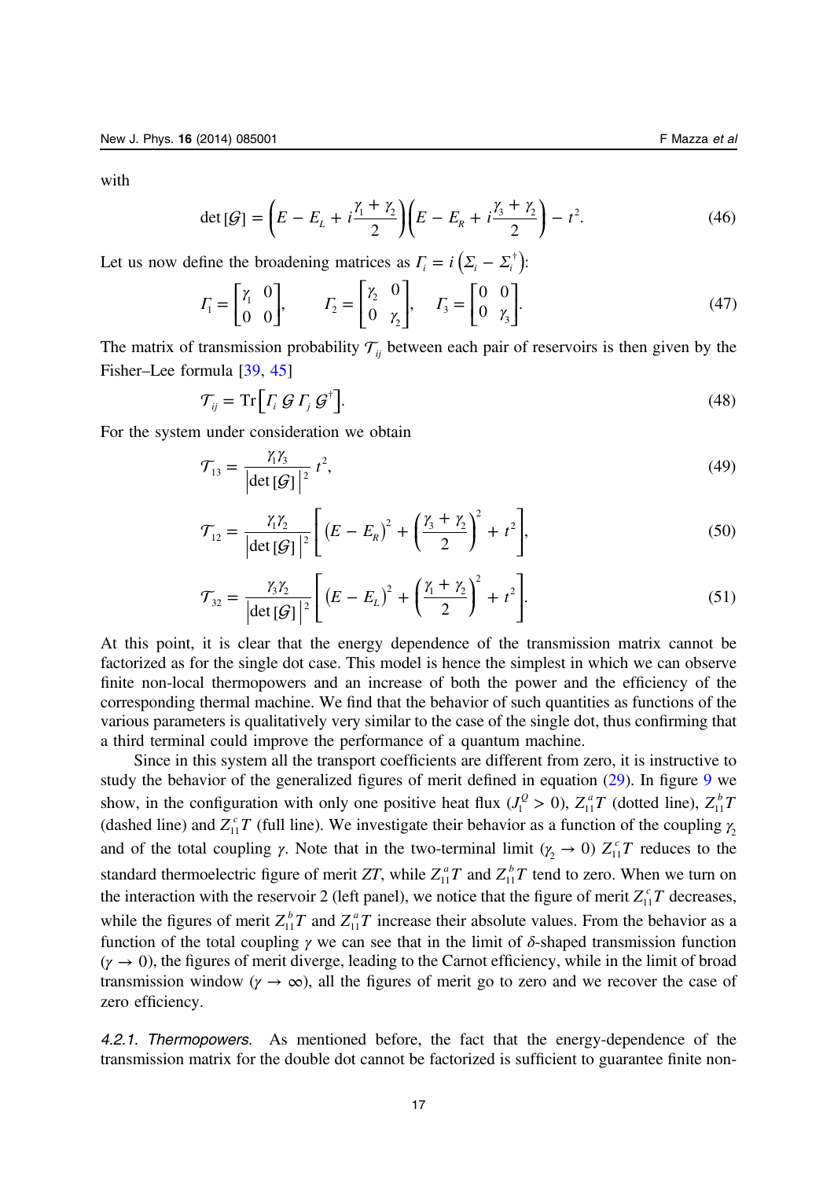with

$$\det[\mathcal{G}] = \left(E - E_L + i\frac{\gamma_1 + \gamma_2}{2}\right)\left(E - E_R + i\frac{\gamma_3 + \gamma_2}{2}\right) - t^2. \tag{46}$$

Let us now define the broadening matrices as $\Gamma_i = i\left(\Sigma_i - \Sigma_i^\dagger\right)$:

$$\Gamma_1 = \begin{bmatrix} \gamma_1 & 0 \\ 0 & 0 \end{bmatrix}, \qquad \Gamma_2 = \begin{bmatrix} \gamma_2 & 0 \\ 0 & \gamma_2 \end{bmatrix}, \quad \Gamma_3 = \begin{bmatrix} 0 & 0 \\ 0 & \gamma_3 \end{bmatrix}. \tag{47}$$

The matrix of transmission probability $\mathcal{T}_{ij}$ between each pair of reservoirs is then given by the Fisher–Lee formula [39, 45]

$$\mathcal{T}_{ij} = \mathrm{Tr}\left[\Gamma_i\, \mathcal{G}\, \Gamma_j\, \mathcal{G}^\dagger\right]. \tag{48}$$

For the system under consideration we obtain

$$\mathcal{T}_{13} = \frac{\gamma_1 \gamma_3}{\left|\det[\mathcal{G}]\right|^2}\, t^2, \tag{49}$$

$$\mathcal{T}_{12} = \frac{\gamma_1 \gamma_2}{\left|\det[\mathcal{G}]\right|^2}\left[\left(E - E_R\right)^2 + \left(\frac{\gamma_3 + \gamma_2}{2}\right)^2 + t^2\right], \tag{50}$$

$$\mathcal{T}_{32} = \frac{\gamma_3 \gamma_2}{\left|\det[\mathcal{G}]\right|^2}\left[\left(E - E_L\right)^2 + \left(\frac{\gamma_1 + \gamma_2}{2}\right)^2 + t^2\right]. \tag{51}$$

At this point, it is clear that the energy dependence of the transmission matrix cannot be factorized as for the single dot case. This model is hence the simplest in which we can observe finite non-local thermopowers and an increase of both the power and the efficiency of the corresponding thermal machine. We find that the behavior of such quantities as functions of the various parameters is qualitatively very similar to the case of the single dot, thus confirming that a third terminal could improve the performance of a quantum machine.

Since in this system all the transport coefficients are different from zero, it is instructive to study the behavior of the generalized figures of merit defined in equation (29). In figure 9 we show, in the configuration with only one positive heat flux ($J_1^Q > 0$), $Z_{11}^a T$ (dotted line), $Z_{11}^b T$ (dashed line) and $Z_{11}^c T$ (full line). We investigate their behavior as a function of the coupling $\gamma_2$ and of the total coupling $\gamma$. Note that in the two-terminal limit ($\gamma_2 \to 0$) $Z_{11}^c T$ reduces to the standard thermoelectric figure of merit $ZT$, while $Z_{11}^a T$ and $Z_{11}^b T$ tend to zero. When we turn on the interaction with the reservoir 2 (left panel), we notice that the figure of merit $Z_{11}^c T$ decreases, while the figures of merit $Z_{11}^b T$ and $Z_{11}^a T$ increase their absolute values. From the behavior as a function of the total coupling $\gamma$ we can see that in the limit of $\delta$-shaped transmission function ($\gamma \to 0$), the figures of merit diverge, leading to the Carnot efficiency, while in the limit of broad transmission window ($\gamma \to \infty$), all the figures of merit go to zero and we recover the case of zero efficiency.

*4.2.1. Thermopowers.* As mentioned before, the fact that the energy-dependence of the transmission matrix for the double dot cannot be factorized is sufficient to guarantee finite non-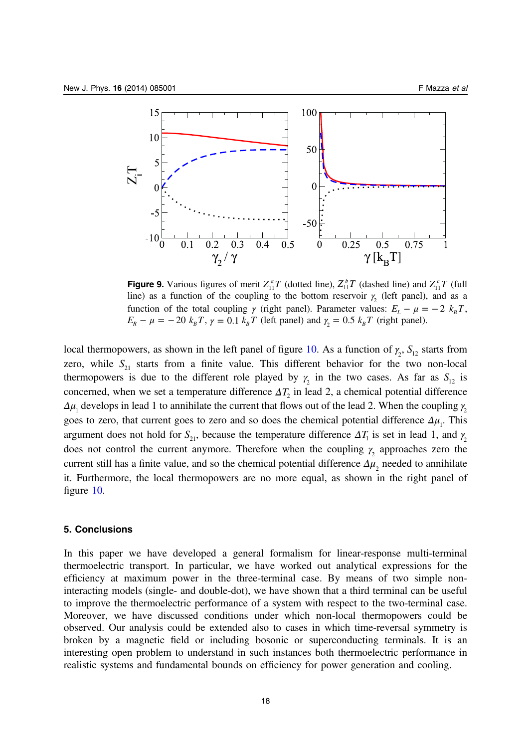**Figure 9.** Various figures of merit $Z_{11}^{a}T$ (dotted line), $Z_{11}^{b}T$ (dashed line) and $Z_{11}^{c}T$ (full line) as a function of the coupling to the bottom reservoir $\gamma_2$ (left panel), and as a function of the total coupling $\gamma$ (right panel). Parameter values: $E_L - \mu = -2\ k_B T$, $E_R - \mu = -20\ k_B T$, $\gamma = 0.1\ k_B T$ (left panel) and $\gamma_2 = 0.5\ k_B T$ (right panel).

local thermopowers, as shown in the left panel of figure 10. As a function of $\gamma_2$, $S_{12}$ starts from zero, while $S_{21}$ starts from a finite value. This different behavior for the two non-local thermopowers is due to the different role played by $\gamma_2$ in the two cases. As far as $S_{12}$ is concerned, when we set a temperature difference $\Delta T_2$ in lead 2, a chemical potential difference $\Delta \mu_1$ develops in lead 1 to annihilate the current that flows out of the lead 2. When the coupling $\gamma_2$ goes to zero, that current goes to zero and so does the chemical potential difference $\Delta \mu_1$. This argument does not hold for $S_{21}$, because the temperature difference $\Delta T_1$ is set in lead 1, and $\gamma_2$ does not control the current anymore. Therefore when the coupling $\gamma_2$ approaches zero the current still has a finite value, and so the chemical potential difference $\Delta \mu_2$ needed to annihilate it. Furthermore, the local thermopowers are no more equal, as shown in the right panel of figure 10.

## 5. Conclusions

In this paper we have developed a general formalism for linear-response multi-terminal thermoelectric transport. In particular, we have worked out analytical expressions for the efficiency at maximum power in the three-terminal case. By means of two simple non-interacting models (single- and double-dot), we have shown that a third terminal can be useful to improve the thermoelectric performance of a system with respect to the two-terminal case. Moreover, we have discussed conditions under which non-local thermopowers could be observed. Our analysis could be extended also to cases in which time-reversal symmetry is broken by a magnetic field or including bosonic or superconducting terminals. It is an interesting open problem to understand in such instances both thermoelectric performance in realistic systems and fundamental bounds on efficiency for power generation and cooling.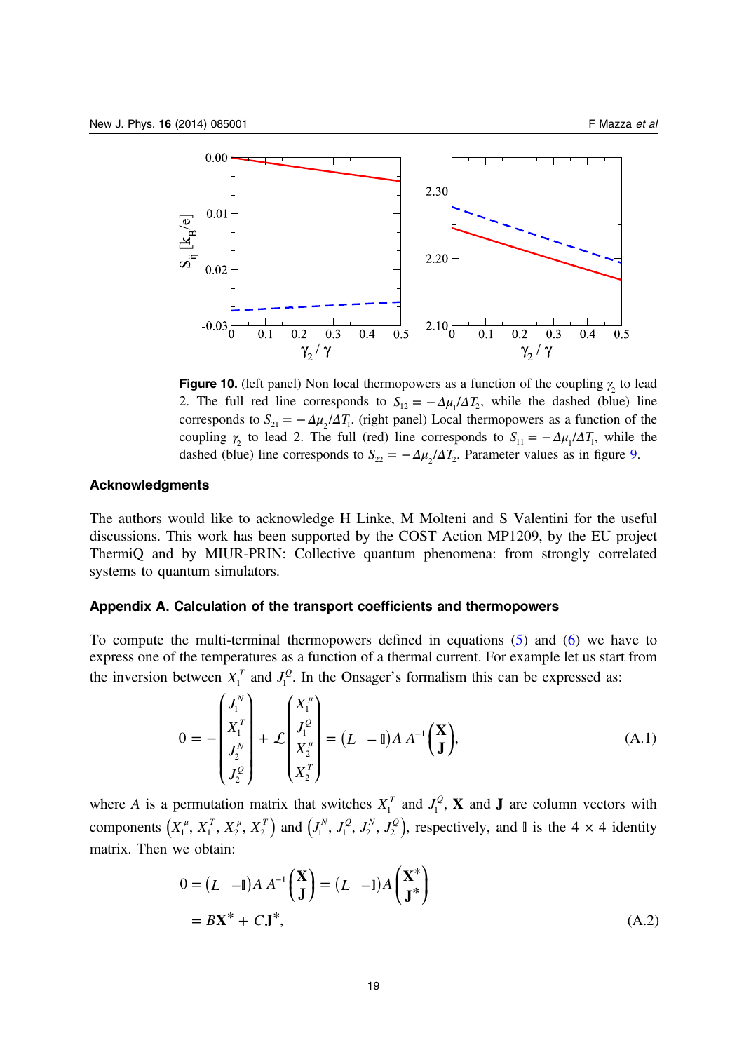**Figure 10.** (left panel) Non local thermopowers as a function of the coupling $\gamma_2$ to lead 2. The full red line corresponds to $S_{12} = -\Delta\mu_1/\Delta T_2$, while the dashed (blue) line corresponds to $S_{21} = -\Delta\mu_2/\Delta T_1$. (right panel) Local thermopowers as a function of the coupling $\gamma_2$ to lead 2. The full (red) line corresponds to $S_{11} = -\Delta\mu_1/\Delta T_1$, while the dashed (blue) line corresponds to $S_{22} = -\Delta\mu_2/\Delta T_2$. Parameter values as in figure 9.

## Acknowledgments

The authors would like to acknowledge H Linke, M Molteni and S Valentini for the useful discussions. This work has been supported by the COST Action MP1209, by the EU project ThermiQ and by MIUR-PRIN: Collective quantum phenomena: from strongly correlated systems to quantum simulators.

## Appendix A. Calculation of the transport coefficients and thermopowers

To compute the multi-terminal thermopowers defined in equations (5) and (6) we have to express one of the temperatures as a function of a thermal current. For example let us start from the inversion between $X_1^T$ and $J_1^Q$. In the Onsager's formalism this can be expressed as:

$$0 = -\begin{pmatrix} J_1^N \\ X_1^T \\ J_2^N \\ J_2^Q \end{pmatrix} + \mathcal{L}\begin{pmatrix} X_1^\mu \\ J_1^Q \\ X_2^\mu \\ X_2^T \end{pmatrix} = \begin{pmatrix} L & -\mathbb{I} \end{pmatrix} A\, A^{-1}\begin{pmatrix} \mathbf{X} \\ \mathbf{J} \end{pmatrix}, \tag{A.1}$$

where $A$ is a permutation matrix that switches $X_1^T$ and $J_1^Q$, $\mathbf{X}$ and $\mathbf{J}$ are column vectors with components $\left(X_1^\mu, X_1^T, X_2^\mu, X_2^T\right)$ and $\left(J_1^N, J_1^Q, J_2^N, J_2^Q\right)$, respectively, and $\mathbb{I}$ is the $4 \times 4$ identity matrix. Then we obtain:

$$\begin{aligned} 0 &= \begin{pmatrix} L & -\mathbb{I} \end{pmatrix} A\, A^{-1}\begin{pmatrix} \mathbf{X} \\ \mathbf{J} \end{pmatrix} = \begin{pmatrix} L & -\mathbb{I} \end{pmatrix} A \begin{pmatrix} \mathbf{X}^* \\ \mathbf{J}^* \end{pmatrix} \\ &= B\mathbf{X}^* + C\mathbf{J}^*, \end{aligned} \tag{A.2}$$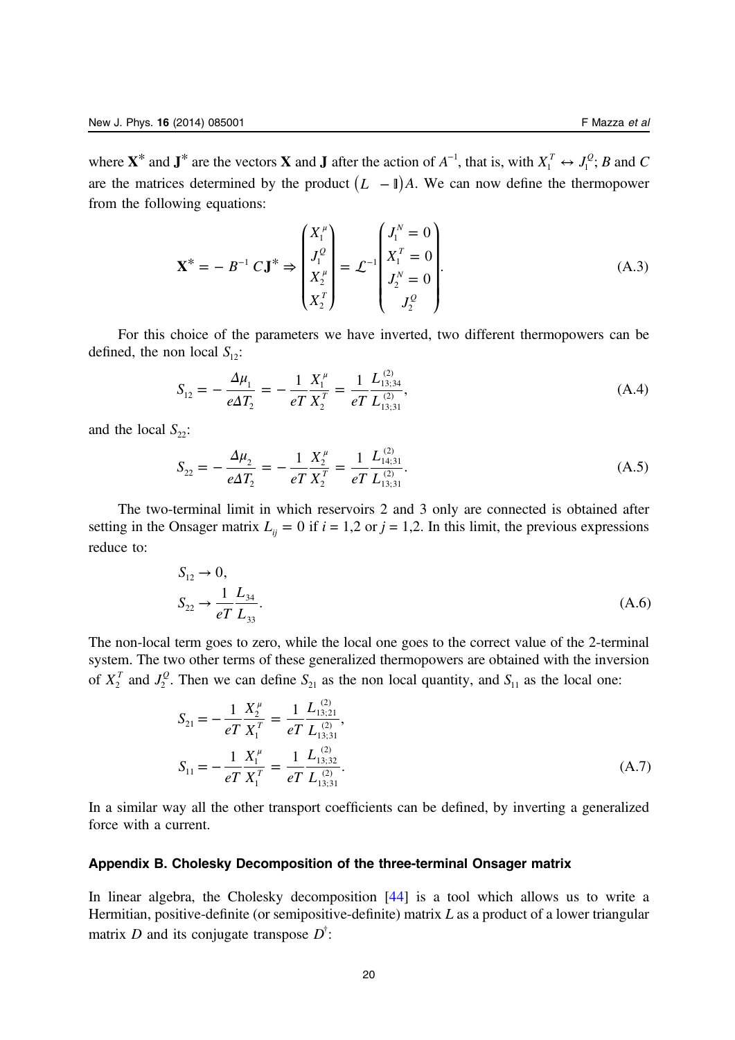where $\mathbf{X}^*$ and $\mathbf{J}^*$ are the vectors $\mathbf{X}$ and $\mathbf{J}$ after the action of $A^{-1}$, that is, with $X_1^T \leftrightarrow J_1^Q$; $B$ and $C$ are the matrices determined by the product $(L \;\; -\mathbb{I})A$. We can now define the thermopower from the following equations:

$$
\mathbf{X}^* = -B^{-1} C\mathbf{J}^* \Rightarrow \begin{pmatrix} X_1^\mu \\ J_1^Q \\ X_2^\mu \\ X_2^T \end{pmatrix} = \mathcal{L}^{-1} \begin{pmatrix} J_1^N = 0 \\ X_1^T = 0 \\ J_2^N = 0 \\ J_2^Q \end{pmatrix}. \tag{A.3}
$$

For this choice of the parameters we have inverted, two different thermopowers can be defined, the non local $S_{12}$:

$$
S_{12} = -\frac{\Delta\mu_1}{e\Delta T_2} = -\frac{1}{eT}\frac{X_1^\mu}{X_2^T} = \frac{1}{eT}\frac{L_{13;34}^{(2)}}{L_{13;31}^{(2)}}, \tag{A.4}
$$

and the local $S_{22}$:

$$
S_{22} = -\frac{\Delta\mu_2}{e\Delta T_2} = -\frac{1}{eT}\frac{X_2^\mu}{X_2^T} = \frac{1}{eT}\frac{L_{14;31}^{(2)}}{L_{13;31}^{(2)}}. \tag{A.5}
$$

The two-terminal limit in which reservoirs 2 and 3 only are connected is obtained after setting in the Onsager matrix $L_{ij} = 0$ if $i = 1,2$ or $j = 1,2$. In this limit, the previous expressions reduce to:

$$
\begin{aligned}
&S_{12} \to 0, \\
&S_{22} \to \frac{1}{eT}\frac{L_{34}}{L_{33}}.
\end{aligned} \tag{A.6}
$$

The non-local term goes to zero, while the local one goes to the correct value of the 2-terminal system. The two other terms of these generalized thermopowers are obtained with the inversion of $X_2^T$ and $J_2^Q$. Then we can define $S_{21}$ as the non local quantity, and $S_{11}$ as the local one:

$$
\begin{aligned}
S_{21} &= -\frac{1}{eT}\frac{X_2^\mu}{X_1^T} = \frac{1}{eT}\frac{L_{13;21}^{(2)}}{L_{13;31}^{(2)}}, \\
S_{11} &= -\frac{1}{eT}\frac{X_1^\mu}{X_1^T} = \frac{1}{eT}\frac{L_{13;32}^{(2)}}{L_{13;31}^{(2)}}.
\end{aligned} \tag{A.7}
$$

In a similar way all the other transport coefficients can be defined, by inverting a generalized force with a current.

## Appendix B. Cholesky Decomposition of the three-terminal Onsager matrix

In linear algebra, the Cholesky decomposition [44] is a tool which allows us to write a Hermitian, positive-definite (or semipositive-definite) matrix $L$ as a product of a lower triangular matrix $D$ and its conjugate transpose $D^\dagger$: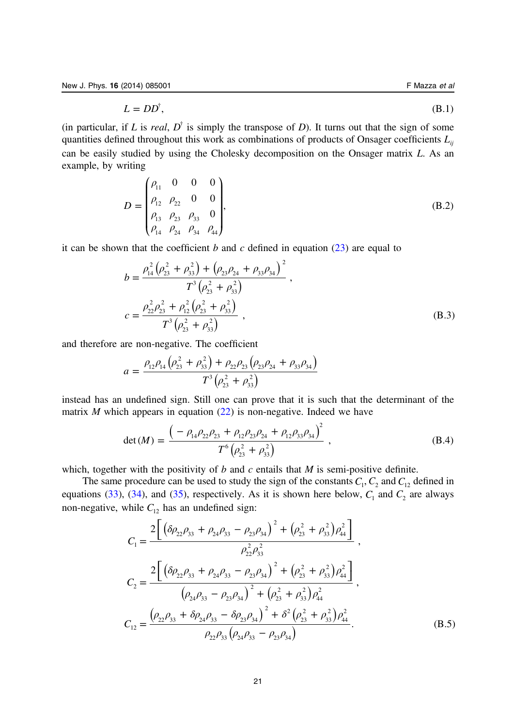$$L = DD^{\dagger}, \tag{B.1}$$

(in particular, if $L$ is *real*, $D^{\dagger}$ is simply the transpose of $D$). It turns out that the sign of some quantities defined throughout this work as combinations of products of Onsager coefficients $L_{ij}$ can be easily studied by using the Cholesky decomposition on the Onsager matrix $L$. As an example, by writing

$$D = \begin{pmatrix} \rho_{11} & 0 & 0 & 0 \\ \rho_{12} & \rho_{22} & 0 & 0 \\ \rho_{13} & \rho_{23} & \rho_{33} & 0 \\ \rho_{14} & \rho_{24} & \rho_{34} & \rho_{44} \end{pmatrix}, \tag{B.2}$$

it can be shown that the coefficient $b$ and $c$ defined in equation (23) are equal to

$$b = \frac{\rho_{14}^2\left(\rho_{23}^2 + \rho_{33}^2\right) + \left(\rho_{23}\rho_{24} + \rho_{33}\rho_{34}\right)^2}{T^3\left(\rho_{23}^2 + \rho_{33}^2\right)},$$
$$c = \frac{\rho_{22}^2\rho_{23}^2 + \rho_{12}^2\left(\rho_{23}^2 + \rho_{33}^2\right)}{T^3\left(\rho_{23}^2 + \rho_{33}^2\right)}, \tag{B.3}$$

and therefore are non-negative. The coefficient

$$a = \frac{\rho_{12}\rho_{14}\left(\rho_{23}^2 + \rho_{33}^2\right) + \rho_{22}\rho_{23}\left(\rho_{23}\rho_{24} + \rho_{33}\rho_{34}\right)}{T^3\left(\rho_{23}^2 + \rho_{33}^2\right)}$$

instead has an undefined sign. Still one can prove that it is such that the determinant of the matrix $M$ which appears in equation (22) is non-negative. Indeed we have

$$\det(M) = \frac{\left(-\rho_{14}\rho_{22}\rho_{23} + \rho_{12}\rho_{23}\rho_{24} + \rho_{12}\rho_{33}\rho_{34}\right)^2}{T^6\left(\rho_{23}^2 + \rho_{33}^2\right)}, \tag{B.4}$$

which, together with the positivity of $b$ and $c$ entails that $M$ is semi-positive definite.

The same procedure can be used to study the sign of the constants $C_1$, $C_2$ and $C_{12}$ defined in equations (33), (34), and (35), respectively. As it is shown here below, $C_1$ and $C_2$ are always non-negative, while $C_{12}$ has an undefined sign:

$$C_1 = \frac{2\left[\left(\delta\rho_{22}\rho_{33} + \rho_{24}\rho_{33} - \rho_{23}\rho_{34}\right)^2 + \left(\rho_{23}^2 + \rho_{33}^2\right)\rho_{44}^2\right]}{\rho_{22}^2\rho_{33}^2},$$
$$C_2 = \frac{2\left[\left(\delta\rho_{22}\rho_{33} + \rho_{24}\rho_{33} - \rho_{23}\rho_{34}\right)^2 + \left(\rho_{23}^2 + \rho_{33}^2\right)\rho_{44}^2\right]}{\left(\rho_{24}\rho_{33} - \rho_{23}\rho_{34}\right)^2 + \left(\rho_{23}^2 + \rho_{33}^2\right)\rho_{44}^2},$$
$$C_{12} = \frac{\left(\rho_{22}\rho_{33} + \delta\rho_{24}\rho_{33} - \delta\rho_{23}\rho_{34}\right)^2 + \delta^2\left(\rho_{23}^2 + \rho_{33}^2\right)\rho_{44}^2}{\rho_{22}\rho_{33}\left(\rho_{24}\rho_{33} - \rho_{23}\rho_{34}\right)}. \tag{B.5}$$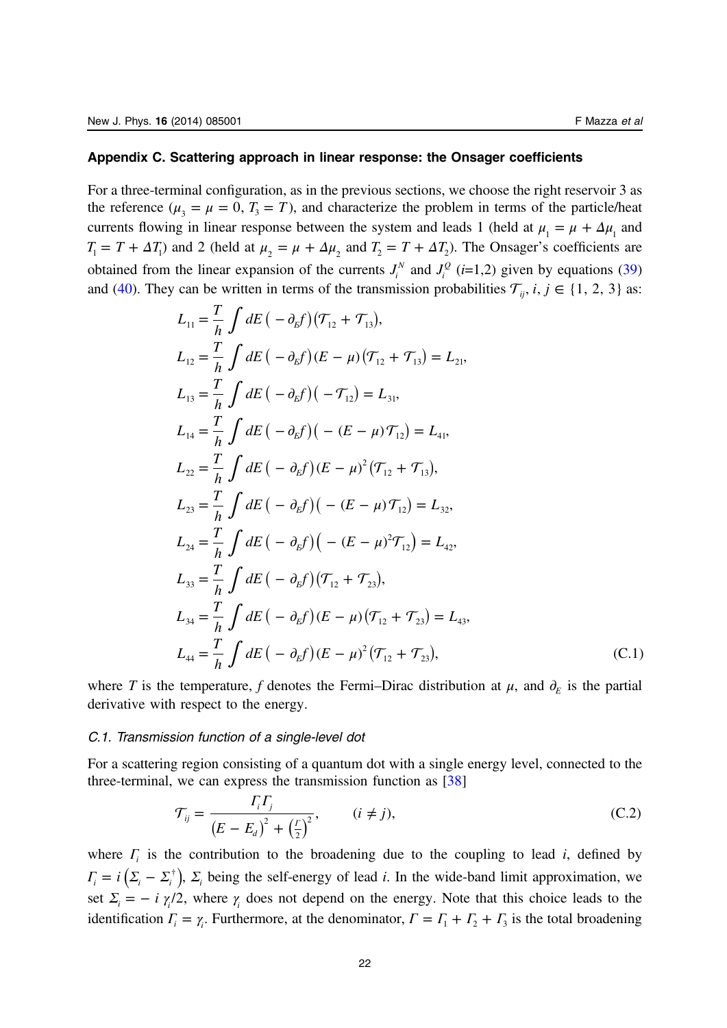## Appendix C. Scattering approach in linear response: the Onsager coefficients

For a three-terminal configuration, as in the previous sections, we choose the right reservoir 3 as the reference ($\mu_3 = \mu = 0$, $T_3 = T$), and characterize the problem in terms of the particle/heat currents flowing in linear response between the system and leads 1 (held at $\mu_1 = \mu + \Delta\mu_1$ and $T_1 = T + \Delta T_1$) and 2 (held at $\mu_2 = \mu + \Delta\mu_2$ and $T_2 = T + \Delta T_2$). The Onsager's coefficients are obtained from the linear expansion of the currents $J_i^N$ and $J_i^Q$ ($i$=1,2) given by equations (39) and (40). They can be written in terms of the transmission probabilities $\mathcal{T}_{ij}$, $i, j \in \{1, 2, 3\}$ as:

$$
\begin{aligned}
L_{11} &= \frac{T}{h}\int dE\left(-\partial_E f\right)\left(\mathcal{T}_{12}+\mathcal{T}_{13}\right),\\
L_{12} &= \frac{T}{h}\int dE\left(-\partial_E f\right)(E-\mu)\left(\mathcal{T}_{12}+\mathcal{T}_{13}\right) = L_{21},\\
L_{13} &= \frac{T}{h}\int dE\left(-\partial_E f\right)\left(-\mathcal{T}_{12}\right) = L_{31},\\
L_{14} &= \frac{T}{h}\int dE\left(-\partial_E f\right)\left(-(E-\mu)\mathcal{T}_{12}\right) = L_{41},\\
L_{22} &= \frac{T}{h}\int dE\left(-\partial_E f\right)(E-\mu)^2\left(\mathcal{T}_{12}+\mathcal{T}_{13}\right),\\
L_{23} &= \frac{T}{h}\int dE\left(-\partial_E f\right)\left(-(E-\mu)\mathcal{T}_{12}\right) = L_{32},\\
L_{24} &= \frac{T}{h}\int dE\left(-\partial_E f\right)\left(-(E-\mu)^2\mathcal{T}_{12}\right) = L_{42},\\
L_{33} &= \frac{T}{h}\int dE\left(-\partial_E f\right)\left(\mathcal{T}_{12}+\mathcal{T}_{23}\right),\\
L_{34} &= \frac{T}{h}\int dE\left(-\partial_E f\right)(E-\mu)\left(\mathcal{T}_{12}+\mathcal{T}_{23}\right) = L_{43},\\
L_{44} &= \frac{T}{h}\int dE\left(-\partial_E f\right)(E-\mu)^2\left(\mathcal{T}_{12}+\mathcal{T}_{23}\right),
\end{aligned}
\tag{C.1}
$$

where $T$ is the temperature, $f$ denotes the Fermi–Dirac distribution at $\mu$, and $\partial_E$ is the partial derivative with respect to the energy.

### C.1. Transmission function of a single-level dot

For a scattering region consisting of a quantum dot with a single energy level, connected to the three-terminal, we can express the transmission function as [38]

$$
\mathcal{T}_{ij} = \frac{\Gamma_i \Gamma_j}{\left(E-E_d\right)^2 + \left(\frac{\Gamma}{2}\right)^2}, \qquad (i \neq j),
\tag{C.2}
$$

where $\Gamma_i$ is the contribution to the broadening due to the coupling to lead $i$, defined by $\Gamma_i = i\left(\Sigma_i - \Sigma_i^\dagger\right)$, $\Sigma_i$ being the self-energy of lead $i$. In the wide-band limit approximation, we set $\Sigma_i = -i\,\gamma_i/2$, where $\gamma_i$ does not depend on the energy. Note that this choice leads to the identification $\Gamma_i = \gamma_i$. Furthermore, at the denominator, $\Gamma = \Gamma_1 + \Gamma_2 + \Gamma_3$ is the total broadening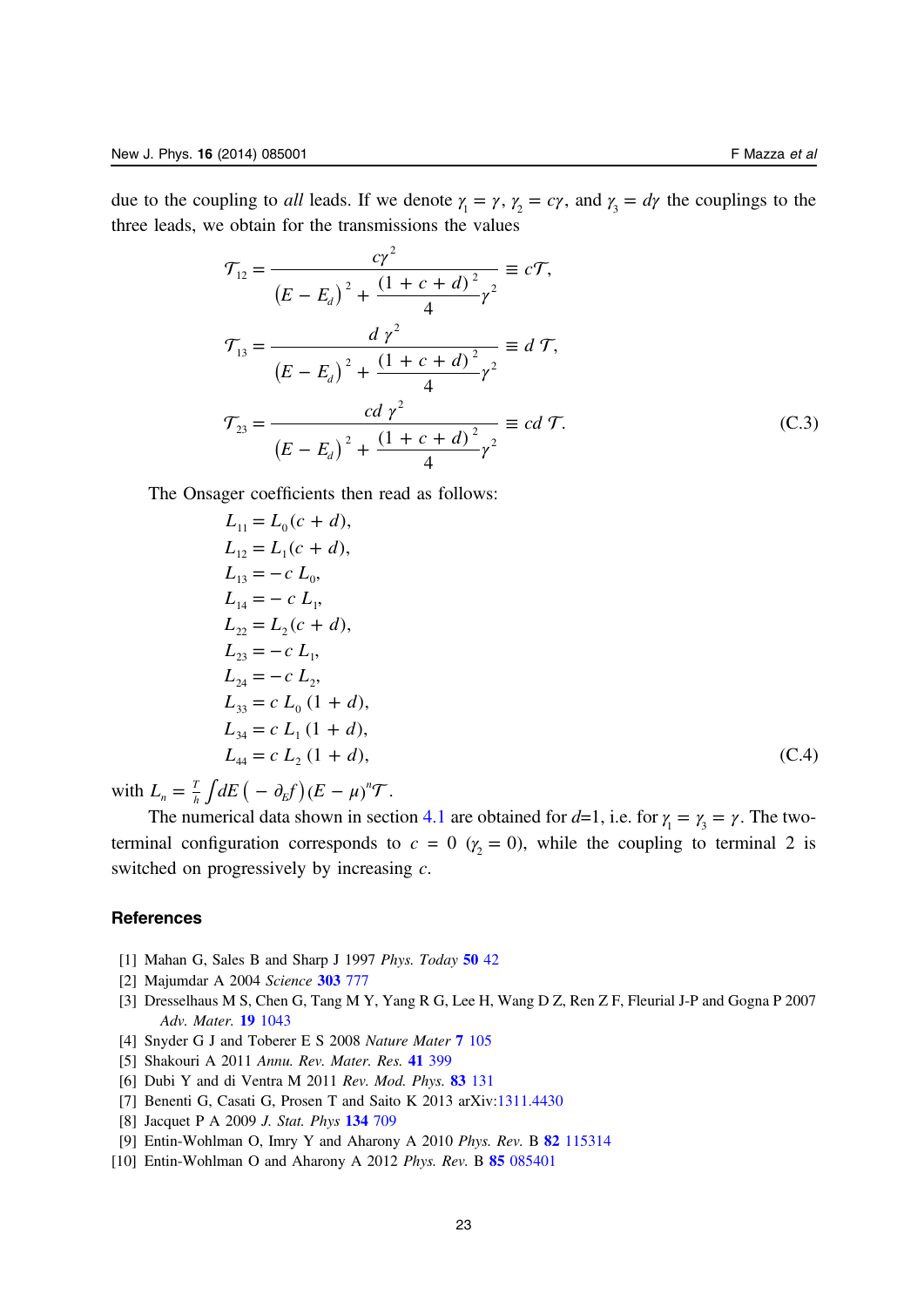due to the coupling to *all* leads. If we denote $\gamma_1 = \gamma$, $\gamma_2 = c\gamma$, and $\gamma_3 = d\gamma$ the couplings to the three leads, we obtain for the transmissions the values

$$
\begin{aligned}
\mathcal{T}_{12} &= \frac{c\gamma^2}{\left(E - E_d\right)^2 + \dfrac{(1 + c + d)^2}{4}\gamma^2} \equiv c\mathcal{T}, \\
\mathcal{T}_{13} &= \frac{d\,\gamma^2}{\left(E - E_d\right)^2 + \dfrac{(1 + c + d)^2}{4}\gamma^2} \equiv d\,\mathcal{T}, \\
\mathcal{T}_{23} &= \frac{cd\,\gamma^2}{\left(E - E_d\right)^2 + \dfrac{(1 + c + d)^2}{4}\gamma^2} \equiv cd\,\mathcal{T}.
\end{aligned}
\tag{C.3}
$$

The Onsager coefficients then read as follows:

$$
\begin{aligned}
L_{11} &= L_0(c + d), \\
L_{12} &= L_1(c + d), \\
L_{13} &= -c\,L_0, \\
L_{14} &= -\,c\,L_1, \\
L_{22} &= L_2(c + d), \\
L_{23} &= -c\,L_1, \\
L_{24} &= -c\,L_2, \\
L_{33} &= c\,L_0\,(1 + d), \\
L_{34} &= c\,L_1\,(1 + d), \\
L_{44} &= c\,L_2\,(1 + d),
\end{aligned}
\tag{C.4}
$$

with $L_n = \frac{T}{h}\int dE\left(-\partial_E f\right)(E - \mu)^n \mathcal{T}$.

The numerical data shown in section 4.1 are obtained for $d$=1, i.e. for $\gamma_1 = \gamma_3 = \gamma$. The two-terminal configuration corresponds to $c = 0$ ($\gamma_2 = 0$), while the coupling to terminal 2 is switched on progressively by increasing $c$.

## References

[1] Mahan G, Sales B and Sharp J 1997 *Phys. Today* **50** 42

[2] Majumdar A 2004 *Science* **303** 777

[3] Dresselhaus M S, Chen G, Tang M Y, Yang R G, Lee H, Wang D Z, Ren Z F, Fleurial J-P and Gogna P 2007 *Adv. Mater.* **19** 1043

[4] Snyder G J and Toberer E S 2008 *Nature Mater* **7** 105

[5] Shakouri A 2011 *Annu. Rev. Mater. Res.* **41** 399

[6] Dubi Y and di Ventra M 2011 *Rev. Mod. Phys.* **83** 131

[7] Benenti G, Casati G, Prosen T and Saito K 2013 arXiv:1311.4430

[8] Jacquet P A 2009 *J. Stat. Phys* **134** 709

[9] Entin-Wohlman O, Imry Y and Aharony A 2010 *Phys. Rev.* B **82** 115314

[10] Entin-Wohlman O and Aharony A 2012 *Phys. Rev.* B **85** 085401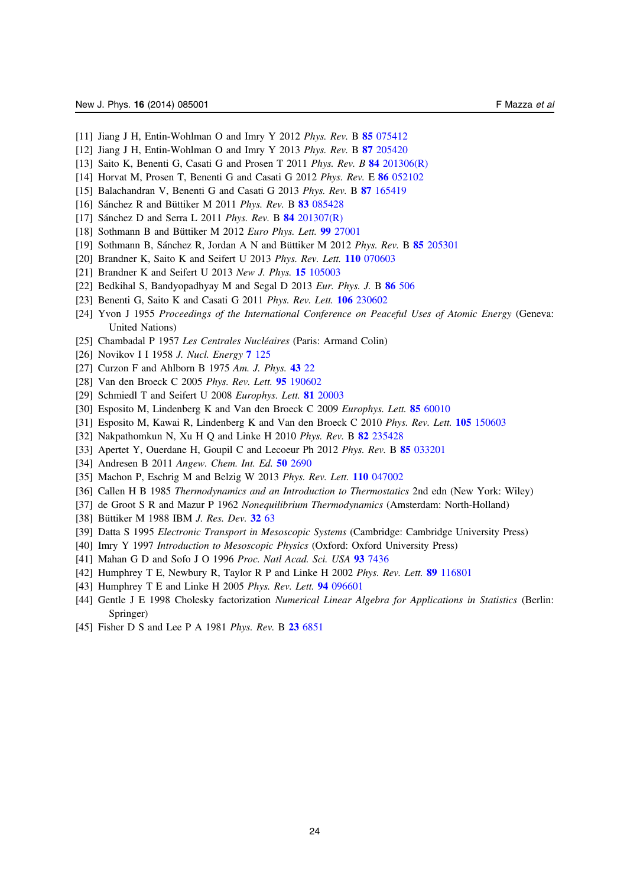[11] Jiang J H, Entin-Wohlman O and Imry Y 2012 *Phys. Rev.* B **85** 075412

[12] Jiang J H, Entin-Wohlman O and Imry Y 2013 *Phys. Rev.* B **87** 205420

[13] Saito K, Benenti G, Casati G and Prosen T 2011 *Phys. Rev. B* **84** 201306(R)

[14] Horvat M, Prosen T, Benenti G and Casati G 2012 *Phys. Rev.* E **86** 052102

[15] Balachandran V, Benenti G and Casati G 2013 *Phys. Rev.* B **87** 165419

[16] Sánchez R and Büttiker M 2011 *Phys. Rev.* B **83** 085428

[17] Sánchez D and Serra L 2011 *Phys. Rev.* B **84** 201307(R)

[18] Sothmann B and Büttiker M 2012 *Euro Phys. Lett.* **99** 27001

[19] Sothmann B, Sánchez R, Jordan A N and Büttiker M 2012 *Phys. Rev.* B **85** 205301

[20] Brandner K, Saito K and Seifert U 2013 *Phys. Rev. Lett.* **110** 070603

[21] Brandner K and Seifert U 2013 *New J. Phys.* **15** 105003

[22] Bedkihal S, Bandyopadhyay M and Segal D 2013 *Eur. Phys. J.* B **86** 506

[23] Benenti G, Saito K and Casati G 2011 *Phys. Rev. Lett.* **106** 230602

[24] Yvon J 1955 *Proceedings of the International Conference on Peaceful Uses of Atomic Energy* (Geneva: United Nations)

[25] Chambadal P 1957 *Les Centrales Nucléaires* (Paris: Armand Colin)

[26] Novikov I I 1958 *J. Nucl. Energy* **7** 125

[27] Curzon F and Ahlborn B 1975 *Am. J. Phys.* **43** 22

[28] Van den Broeck C 2005 *Phys. Rev. Lett.* **95** 190602

[29] Schmiedl T and Seifert U 2008 *Europhys. Lett.* **81** 20003

[30] Esposito M, Lindenberg K and Van den Broeck C 2009 *Europhys. Lett.* **85** 60010

[31] Esposito M, Kawai R, Lindenberg K and Van den Broeck C 2010 *Phys. Rev. Lett.* **105** 150603

[32] Nakpathomkun N, Xu H Q and Linke H 2010 *Phys. Rev.* B **82** 235428

[33] Apertet Y, Ouerdane H, Goupil C and Lecoeur Ph 2012 *Phys. Rev.* B **85** 033201

[34] Andresen B 2011 *Angew. Chem. Int. Ed.* **50** 2690

[35] Machon P, Eschrig M and Belzig W 2013 *Phys. Rev. Lett.* **110** 047002

[36] Callen H B 1985 *Thermodynamics and an Introduction to Thermostatics* 2nd edn (New York: Wiley)

[37] de Groot S R and Mazur P 1962 *Nonequilibrium Thermodynamics* (Amsterdam: North-Holland)

[38] Büttiker M 1988 IBM *J. Res. Dev.* **32** 63

[39] Datta S 1995 *Electronic Transport in Mesoscopic Systems* (Cambridge: Cambridge University Press)

[40] Imry Y 1997 *Introduction to Mesoscopic Physics* (Oxford: Oxford University Press)

[41] Mahan G D and Sofo J O 1996 *Proc. Natl Acad. Sci. USA* **93** 7436

[42] Humphrey T E, Newbury R, Taylor R P and Linke H 2002 *Phys. Rev. Lett.* **89** 116801

[43] Humphrey T E and Linke H 2005 *Phys. Rev. Lett.* **94** 096601

[44] Gentle J E 1998 Cholesky factorization *Numerical Linear Algebra for Applications in Statistics* (Berlin: Springer)

[45] Fisher D S and Lee P A 1981 *Phys. Rev.* B **23** 6851